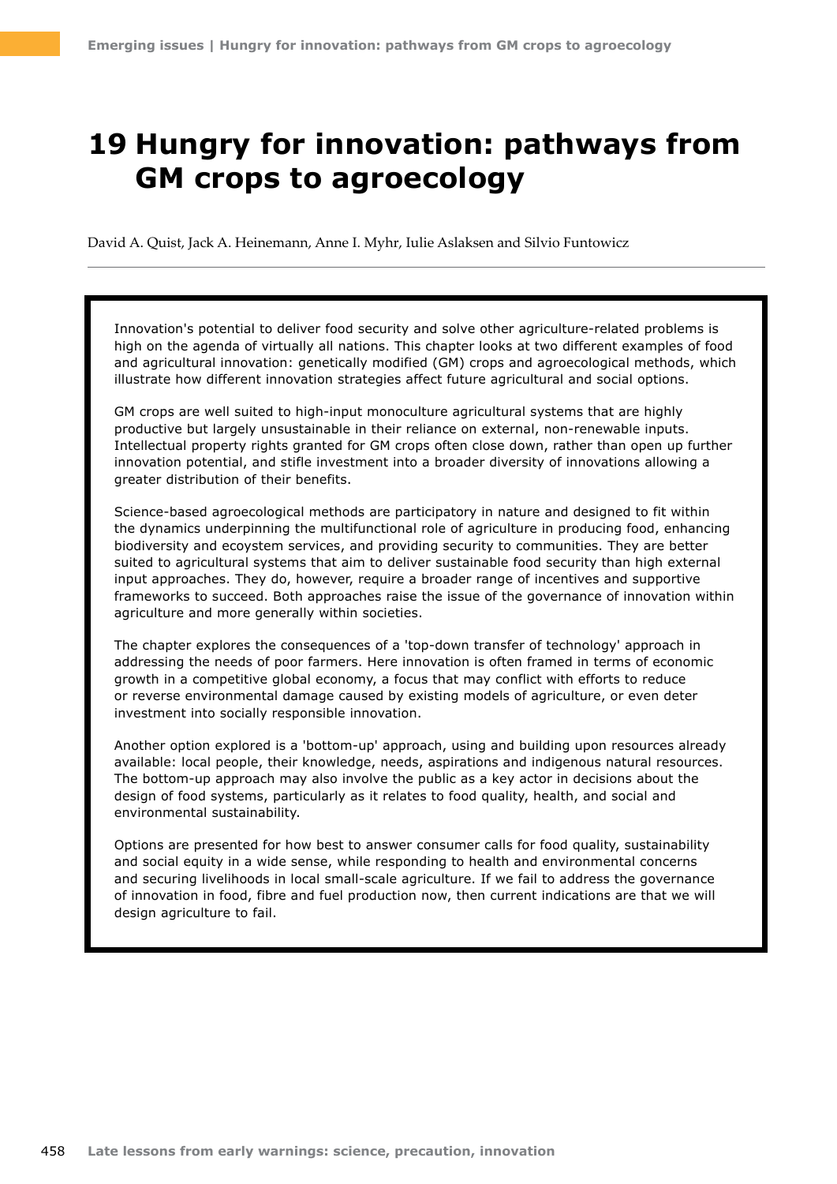# 19 Hungry for innovation: pathways from GM crops to agroecology

David A. Quist, Jack A. Heinemann, Anne I. Myhr, Iulie Aslaksen and Silvio Funtowicz

---

Innovation's potential to deliver food security and solve other agriculture-related problems is high on the agenda of virtually all nations. This chapter looks at two different examples of food and agricultural innovation: genetically modified (GM) crops and agroecological methods, which illustrate how different innovation strategies affect future agricultural and social options.

GM crops are well suited to high-input monoculture agricultural systems that are highly productive but largely unsustainable in their reliance on external, non-renewable inputs. Intellectual property rights granted for GM crops often close down, rather than open up further innovation potential, and stifle investment into a broader diversity of innovations allowing a greater distribution of their benefits.

Science-based agroecological methods are participatory in nature and designed to fit within the dynamics underpinning the multifunctional role of agriculture in producing food, enhancing biodiversity and ecoystem services, and providing security to communities. They are better suited to agricultural systems that aim to deliver sustainable food security than high external input approaches. They do, however, require a broader range of incentives and supportive frameworks to succeed. Both approaches raise the issue of the governance of innovation within agriculture and more generally within societies.

The chapter explores the consequences of a 'top-down transfer of technology' approach in addressing the needs of poor farmers. Here innovation is often framed in terms of economic growth in a competitive global economy, a focus that may conflict with efforts to reduce or reverse environmental damage caused by existing models of agriculture, or even deter investment into socially responsible innovation.

Another option explored is a 'bottom-up' approach, using and building upon resources already available: local people, their knowledge, needs, aspirations and indigenous natural resources. The bottom-up approach may also involve the public as a key actor in decisions about the design of food systems, particularly as it relates to food quality, health, and social and environmental sustainability.

Options are presented for how best to answer consumer calls for food quality, sustainability and social equity in a wide sense, while responding to health and environmental concerns and securing livelihoods in local small-scale agriculture. If we fail to address the governance of innovation in food, fibre and fuel production now, then current indications are that we will design agriculture to fail.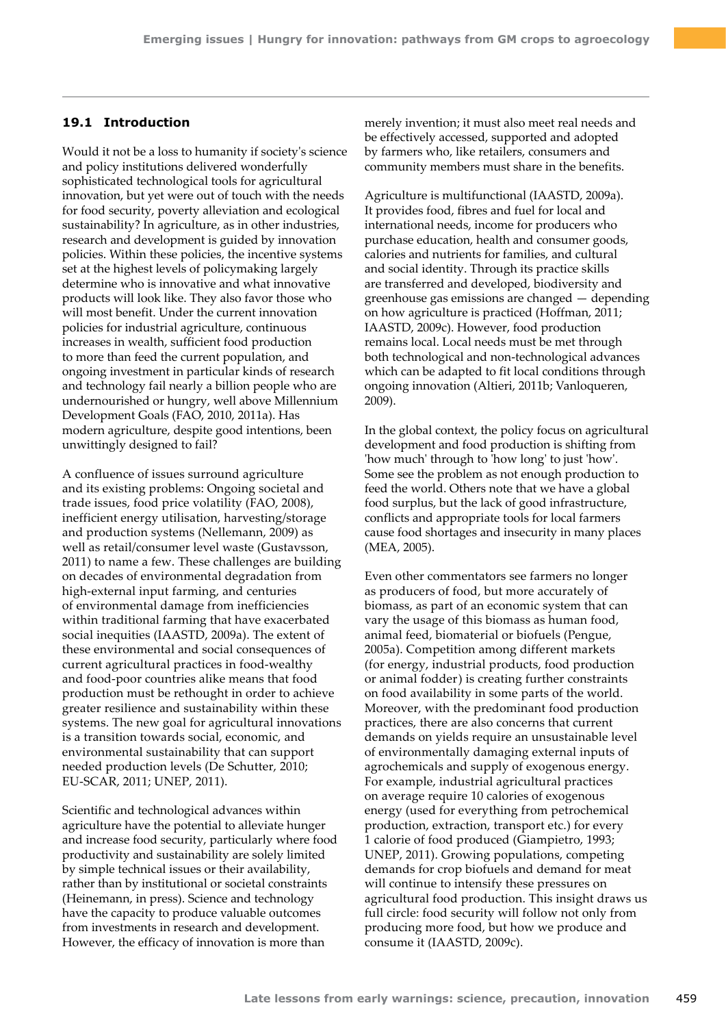## 19.1 Introduction

Would it not be a loss to humanity if society's science and policy institutions delivered wonderfully sophisticated technological tools for agricultural innovation, but yet were out of touch with the needs for food security, poverty alleviation and ecological sustainability? In agriculture, as in other industries, research and development is guided by innovation policies. Within these policies, the incentive systems set at the highest levels of policymaking largely determine who is innovative and what innovative products will look like. They also favor those who will most benefit. Under the current innovation policies for industrial agriculture, continuous increases in wealth, sufficient food production to more than feed the current population, and ongoing investment in particular kinds of research and technology fail nearly a billion people who are undernourished or hungry, well above Millennium Development Goals (FAO, 2010, 2011a). Has modern agriculture, despite good intentions, been unwittingly designed to fail?

A confluence of issues surround agriculture and its existing problems: Ongoing societal and trade issues, food price volatility (FAO, 2008), inefficient energy utilisation, harvesting/storage and production systems (Nellemann, 2009) as well as retail/consumer level waste (Gustavsson, 2011) to name a few. These challenges are building on decades of environmental degradation from high-external input farming, and centuries of environmental damage from inefficiencies within traditional farming that have exacerbated social inequities (IAASTD, 2009a). The extent of these environmental and social consequences of current agricultural practices in food-wealthy and food-poor countries alike means that food production must be rethought in order to achieve greater resilience and sustainability within these systems. The new goal for agricultural innovations is a transition towards social, economic, and environmental sustainability that can support needed production levels (De Schutter, 2010; EU-SCAR, 2011; UNEP, 2011).

Scientific and technological advances within agriculture have the potential to alleviate hunger and increase food security, particularly where food productivity and sustainability are solely limited by simple technical issues or their availability, rather than by institutional or societal constraints (Heinemann, in press). Science and technology have the capacity to produce valuable outcomes from investments in research and development. However, the efficacy of innovation is more than merely invention; it must also meet real needs and be effectively accessed, supported and adopted by farmers who, like retailers, consumers and community members must share in the benefits.

Agriculture is multifunctional (IAASTD, 2009a). It provides food, fibres and fuel for local and international needs, income for producers who purchase education, health and consumer goods, calories and nutrients for families, and cultural and social identity. Through its practice skills are transferred and developed, biodiversity and greenhouse gas emissions are changed — depending on how agriculture is practiced (Hoffman, 2011; IAASTD, 2009c). However, food production remains local. Local needs must be met through both technological and non-technological advances which can be adapted to fit local conditions through ongoing innovation (Altieri, 2011b; Vanloqueren, 2009).

In the global context, the policy focus on agricultural development and food production is shifting from 'how much' through to 'how long' to just 'how'. Some see the problem as not enough production to feed the world. Others note that we have a global food surplus, but the lack of good infrastructure, conflicts and appropriate tools for local farmers cause food shortages and insecurity in many places (MEA, 2005).

Even other commentators see farmers no longer as producers of food, but more accurately of biomass, as part of an economic system that can vary the usage of this biomass as human food, animal feed, biomaterial or biofuels (Pengue, 2005a). Competition among different markets (for energy, industrial products, food production or animal fodder) is creating further constraints on food availability in some parts of the world. Moreover, with the predominant food production practices, there are also concerns that current demands on yields require an unsustainable level of environmentally damaging external inputs of agrochemicals and supply of exogenous energy. For example, industrial agricultural practices on average require 10 calories of exogenous energy (used for everything from petrochemical production, extraction, transport etc.) for every 1 calorie of food produced (Giampietro, 1993; UNEP, 2011). Growing populations, competing demands for crop biofuels and demand for meat will continue to intensify these pressures on agricultural food production. This insight draws us full circle: food security will follow not only from producing more food, but how we produce and consume it (IAASTD, 2009c).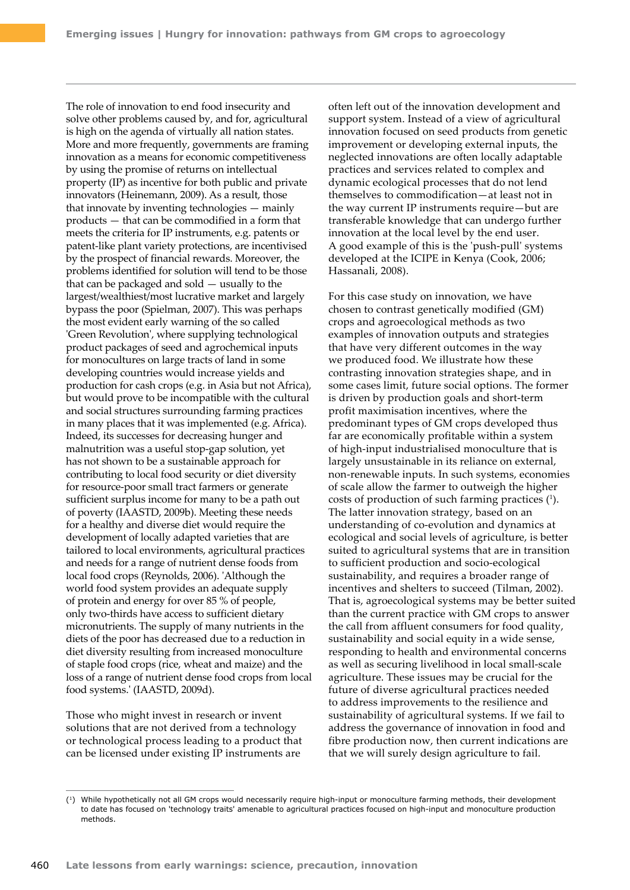The role of innovation to end food insecurity and solve other problems caused by, and for, agricultural is high on the agenda of virtually all nation states. More and more frequently, governments are framing innovation as a means for economic competitiveness by using the promise of returns on intellectual property (IP) as incentive for both public and private innovators (Heinemann, 2009). As a result, those that innovate by inventing technologies — mainly products — that can be commodified in a form that meets the criteria for IP instruments, e.g. patents or patent-like plant variety protections, are incentivised by the prospect of financial rewards. Moreover, the problems identified for solution will tend to be those that can be packaged and sold — usually to the largest/wealthiest/most lucrative market and largely bypass the poor (Spielman, 2007). This was perhaps the most evident early warning of the so called 'Green Revolution', where supplying technological product packages of seed and agrochemical inputs for monocultures on large tracts of land in some developing countries would increase yields and production for cash crops (e.g. in Asia but not Africa), but would prove to be incompatible with the cultural and social structures surrounding farming practices in many places that it was implemented (e.g. Africa). Indeed, its successes for decreasing hunger and malnutrition was a useful stop-gap solution, yet has not shown to be a sustainable approach for contributing to local food security or diet diversity for resource-poor small tract farmers or generate sufficient surplus income for many to be a path out of poverty (IAASTD, 2009b). Meeting these needs for a healthy and diverse diet would require the development of locally adapted varieties that are tailored to local environments, agricultural practices and needs for a range of nutrient dense foods from local food crops (Reynolds, 2006). 'Although the world food system provides an adequate supply of protein and energy for over 85 % of people, only two-thirds have access to sufficient dietary micronutrients. The supply of many nutrients in the diets of the poor has decreased due to a reduction in diet diversity resulting from increased monoculture of staple food crops (rice, wheat and maize) and the loss of a range of nutrient dense food crops from local food systems.' (IAASTD, 2009d).

Those who might invest in research or invent solutions that are not derived from a technology or technological process leading to a product that can be licensed under existing IP instruments are often left out of the innovation development and support system. Instead of a view of agricultural innovation focused on seed products from genetic improvement or developing external inputs, the neglected innovations are often locally adaptable practices and services related to complex and dynamic ecological processes that do not lend themselves to commodification—at least not in the way current IP instruments require—but are transferable knowledge that can undergo further innovation at the local level by the end user. A good example of this is the 'push-pull' systems developed at the ICIPE in Kenya (Cook, 2006; Hassanali, 2008).

For this case study on innovation, we have chosen to contrast genetically modified (GM) crops and agroecological methods as two examples of innovation outputs and strategies that have very different outcomes in the way we produced food. We illustrate how these contrasting innovation strategies shape, and in some cases limit, future social options. The former is driven by production goals and short-term profit maximisation incentives, where the predominant types of GM crops developed thus far are economically profitable within a system of high-input industrialised monoculture that is largely unsustainable in its reliance on external, non-renewable inputs. In such systems, economies of scale allow the farmer to outweigh the higher costs of production of such farming practices (1). The latter innovation strategy, based on an understanding of co-evolution and dynamics at ecological and social levels of agriculture, is better suited to agricultural systems that are in transition to sufficient production and socio-ecological sustainability, and requires a broader range of incentives and shelters to succeed (Tilman, 2002). That is, agroecological systems may be better suited than the current practice with GM crops to answer the call from affluent consumers for food quality, sustainability and social equity in a wide sense, responding to health and environmental concerns as well as securing livelihood in local small-scale agriculture. These issues may be crucial for the future of diverse agricultural practices needed to address improvements to the resilience and sustainability of agricultural systems. If we fail to address the governance of innovation in food and fibre production now, then current indications are that we will surely design agriculture to fail.

(1) While hypothetically not all GM crops would necessarily require high-input or monoculture farming methods, their development to date has focused on 'technology traits' amenable to agricultural practices focused on high-input and monoculture production methods.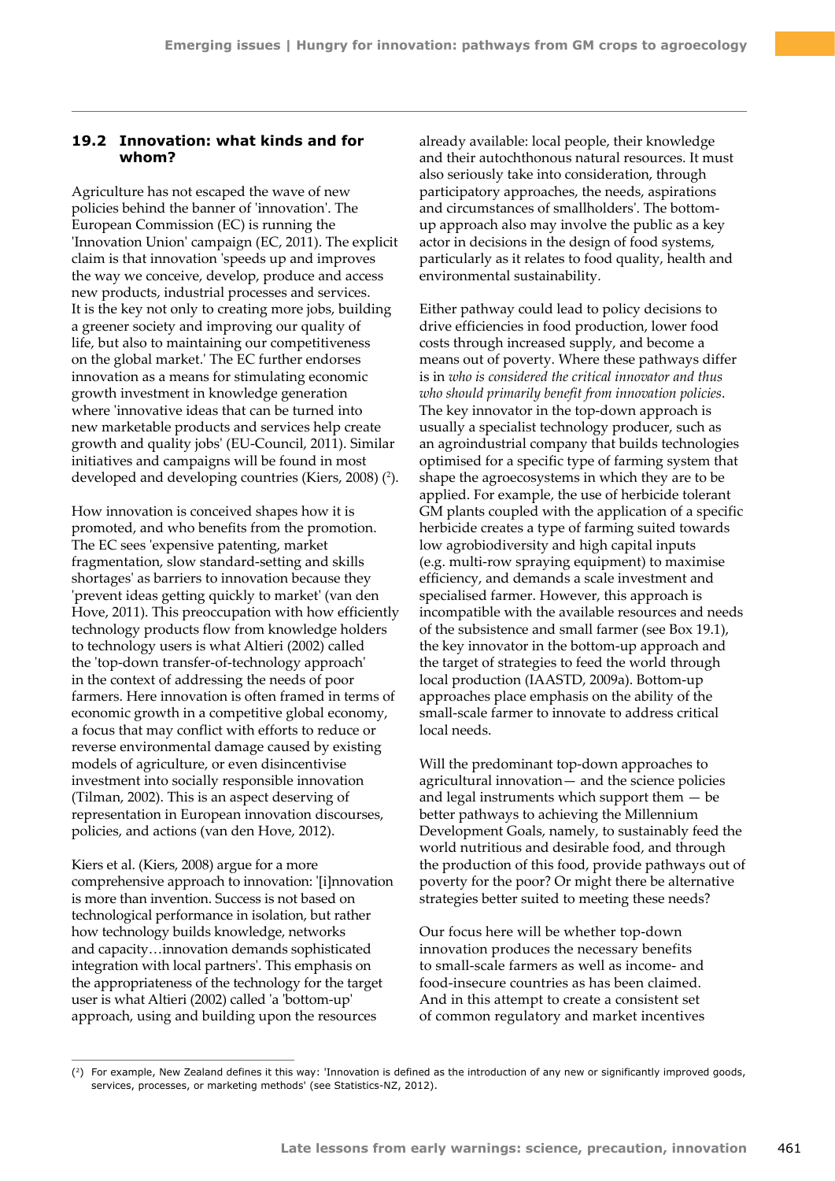## 19.2 Innovation: what kinds and for whom?

Agriculture has not escaped the wave of new policies behind the banner of 'innovation'. The European Commission (EC) is running the 'Innovation Union' campaign (EC, 2011). The explicit claim is that innovation 'speeds up and improves the way we conceive, develop, produce and access new products, industrial processes and services. It is the key not only to creating more jobs, building a greener society and improving our quality of life, but also to maintaining our competitiveness on the global market.' The EC further endorses innovation as a means for stimulating economic growth investment in knowledge generation where 'innovative ideas that can be turned into new marketable products and services help create growth and quality jobs' (EU-Council, 2011). Similar initiatives and campaigns will be found in most developed and developing countries (Kiers, 2008) ([2]).

How innovation is conceived shapes how it is promoted, and who benefits from the promotion. The EC sees 'expensive patenting, market fragmentation, slow standard-setting and skills shortages' as barriers to innovation because they 'prevent ideas getting quickly to market' (van den Hove, 2011). This preoccupation with how efficiently technology products flow from knowledge holders to technology users is what Altieri (2002) called the 'top-down transfer-of-technology approach' in the context of addressing the needs of poor farmers. Here innovation is often framed in terms of economic growth in a competitive global economy, a focus that may conflict with efforts to reduce or reverse environmental damage caused by existing models of agriculture, or even disincentivise investment into socially responsible innovation (Tilman, 2002). This is an aspect deserving of representation in European innovation discourses, policies, and actions (van den Hove, 2012).

Kiers et al. (Kiers, 2008) argue for a more comprehensive approach to innovation: '[i]nnovation is more than invention. Success is not based on technological performance in isolation, but rather how technology builds knowledge, networks and capacity…innovation demands sophisticated integration with local partners'. This emphasis on the appropriateness of the technology for the target user is what Altieri (2002) called 'a 'bottom-up' approach, using and building upon the resources already available: local people, their knowledge and their autochthonous natural resources. It must also seriously take into consideration, through participatory approaches, the needs, aspirations and circumstances of smallholders'. The bottom-up approach also may involve the public as a key actor in decisions in the design of food systems, particularly as it relates to food quality, health and environmental sustainability.

Either pathway could lead to policy decisions to drive efficiencies in food production, lower food costs through increased supply, and become a means out of poverty. Where these pathways differ is in *who is considered the critical innovator and thus who should primarily benefit from innovation policies*. The key innovator in the top-down approach is usually a specialist technology producer, such as an agroindustrial company that builds technologies optimised for a specific type of farming system that shape the agroecosystems in which they are to be applied. For example, the use of herbicide tolerant GM plants coupled with the application of a specific herbicide creates a type of farming suited towards low agrobiodiversity and high capital inputs (e.g. multi-row spraying equipment) to maximise efficiency, and demands a scale investment and specialised farmer. However, this approach is incompatible with the available resources and needs of the subsistence and small farmer (see Box 19.1), the key innovator in the bottom-up approach and the target of strategies to feed the world through local production (IAASTD, 2009a). Bottom-up approaches place emphasis on the ability of the small-scale farmer to innovate to address critical local needs.

Will the predominant top-down approaches to agricultural innovation— and the science policies and legal instruments which support them — be better pathways to achieving the Millennium Development Goals, namely, to sustainably feed the world nutritious and desirable food, and through the production of this food, provide pathways out of poverty for the poor? Or might there be alternative strategies better suited to meeting these needs?

Our focus here will be whether top-down innovation produces the necessary benefits to small-scale farmers as well as income- and food-insecure countries as has been claimed. And in this attempt to create a consistent set of common regulatory and market incentives

([2]) For example, New Zealand defines it this way: 'Innovation is defined as the introduction of any new or significantly improved goods, services, processes, or marketing methods' (see Statistics-NZ, 2012).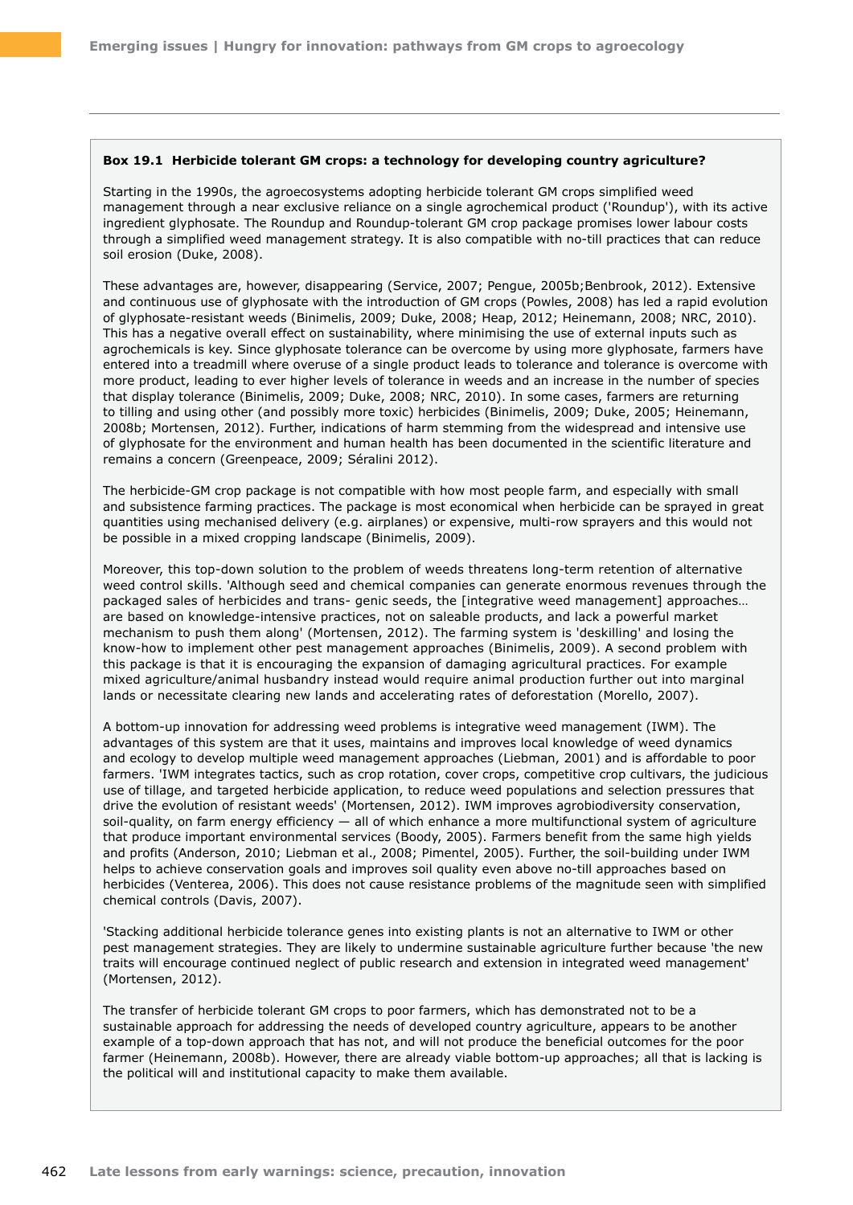**Box 19.1 Herbicide tolerant GM crops: a technology for developing country agriculture?**

Starting in the 1990s, the agroecosystems adopting herbicide tolerant GM crops simplified weed management through a near exclusive reliance on a single agrochemical product ('Roundup'), with its active ingredient glyphosate. The Roundup and Roundup-tolerant GM crop package promises lower labour costs through a simplified weed management strategy. It is also compatible with no-till practices that can reduce soil erosion (Duke, 2008).

These advantages are, however, disappearing (Service, 2007; Pengue, 2005b;Benbrook, 2012). Extensive and continuous use of glyphosate with the introduction of GM crops (Powles, 2008) has led a rapid evolution of glyphosate-resistant weeds (Binimelis, 2009; Duke, 2008; Heap, 2012; Heinemann, 2008; NRC, 2010). This has a negative overall effect on sustainability, where minimising the use of external inputs such as agrochemicals is key. Since glyphosate tolerance can be overcome by using more glyphosate, farmers have entered into a treadmill where overuse of a single product leads to tolerance and tolerance is overcome with more product, leading to ever higher levels of tolerance in weeds and an increase in the number of species that display tolerance (Binimelis, 2009; Duke, 2008; NRC, 2010). In some cases, farmers are returning to tilling and using other (and possibly more toxic) herbicides (Binimelis, 2009; Duke, 2005; Heinemann, 2008b; Mortensen, 2012). Further, indications of harm stemming from the widespread and intensive use of glyphosate for the environment and human health has been documented in the scientific literature and remains a concern (Greenpeace, 2009; Séralini 2012).

The herbicide-GM crop package is not compatible with how most people farm, and especially with small and subsistence farming practices. The package is most economical when herbicide can be sprayed in great quantities using mechanised delivery (e.g. airplanes) or expensive, multi-row sprayers and this would not be possible in a mixed cropping landscape (Binimelis, 2009).

Moreover, this top-down solution to the problem of weeds threatens long-term retention of alternative weed control skills. 'Although seed and chemical companies can generate enormous revenues through the packaged sales of herbicides and trans- genic seeds, the [integrative weed management] approaches… are based on knowledge-intensive practices, not on saleable products, and lack a powerful market mechanism to push them along' (Mortensen, 2012). The farming system is 'deskilling' and losing the know-how to implement other pest management approaches (Binimelis, 2009). A second problem with this package is that it is encouraging the expansion of damaging agricultural practices. For example mixed agriculture/animal husbandry instead would require animal production further out into marginal lands or necessitate clearing new lands and accelerating rates of deforestation (Morello, 2007).

A bottom-up innovation for addressing weed problems is integrative weed management (IWM). The advantages of this system are that it uses, maintains and improves local knowledge of weed dynamics and ecology to develop multiple weed management approaches (Liebman, 2001) and is affordable to poor farmers. 'IWM integrates tactics, such as crop rotation, cover crops, competitive crop cultivars, the judicious use of tillage, and targeted herbicide application, to reduce weed populations and selection pressures that drive the evolution of resistant weeds' (Mortensen, 2012). IWM improves agrobiodiversity conservation, soil-quality, on farm energy efficiency — all of which enhance a more multifunctional system of agriculture that produce important environmental services (Boody, 2005). Farmers benefit from the same high yields and profits (Anderson, 2010; Liebman et al., 2008; Pimentel, 2005). Further, the soil-building under IWM helps to achieve conservation goals and improves soil quality even above no-till approaches based on herbicides (Venterea, 2006). This does not cause resistance problems of the magnitude seen with simplified chemical controls (Davis, 2007).

'Stacking additional herbicide tolerance genes into existing plants is not an alternative to IWM or other pest management strategies. They are likely to undermine sustainable agriculture further because 'the new traits will encourage continued neglect of public research and extension in integrated weed management' (Mortensen, 2012).

The transfer of herbicide tolerant GM crops to poor farmers, which has demonstrated not to be a sustainable approach for addressing the needs of developed country agriculture, appears to be another example of a top-down approach that has not, and will not produce the beneficial outcomes for the poor farmer (Heinemann, 2008b). However, there are already viable bottom-up approaches; all that is lacking is the political will and institutional capacity to make them available.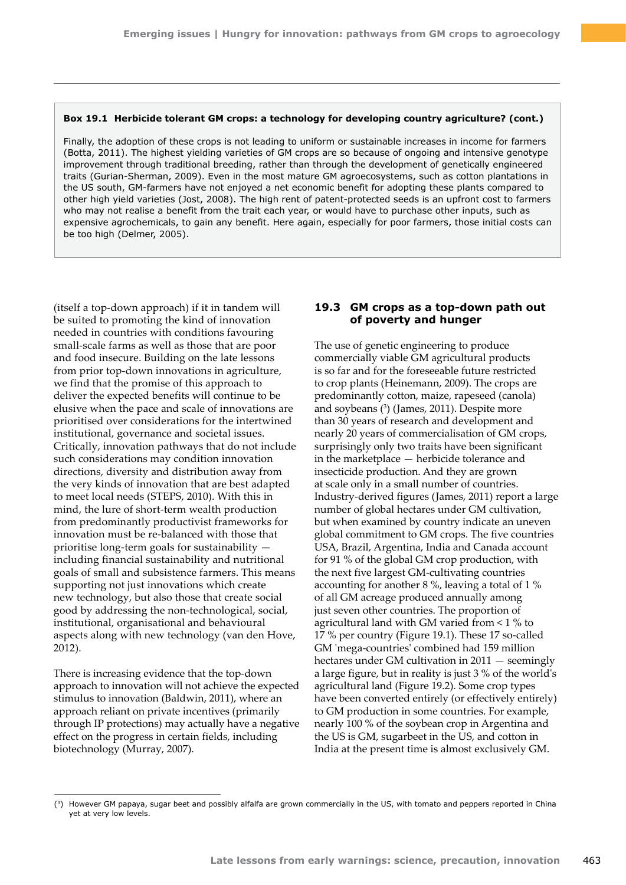**Box 19.1 Herbicide tolerant GM crops: a technology for developing country agriculture? (cont.)**

Finally, the adoption of these crops is not leading to uniform or sustainable increases in income for farmers (Botta, 2011). The highest yielding varieties of GM crops are so because of ongoing and intensive genotype improvement through traditional breeding, rather than through the development of genetically engineered traits (Gurian-Sherman, 2009). Even in the most mature GM agroecosystems, such as cotton plantations in the US south, GM-farmers have not enjoyed a net economic benefit for adopting these plants compared to other high yield varieties (Jost, 2008). The high rent of patent-protected seeds is an upfront cost to farmers who may not realise a benefit from the trait each year, or would have to purchase other inputs, such as expensive agrochemicals, to gain any benefit. Here again, especially for poor farmers, those initial costs can be too high (Delmer, 2005).

(itself a top-down approach) if it in tandem will be suited to promoting the kind of innovation needed in countries with conditions favouring small-scale farms as well as those that are poor and food insecure. Building on the late lessons from prior top-down innovations in agriculture, we find that the promise of this approach to deliver the expected benefits will continue to be elusive when the pace and scale of innovations are prioritised over considerations for the intertwined institutional, governance and societal issues. Critically, innovation pathways that do not include such considerations may condition innovation directions, diversity and distribution away from the very kinds of innovation that are best adapted to meet local needs (STEPS, 2010). With this in mind, the lure of short-term wealth production from predominantly productivist frameworks for innovation must be re-balanced with those that prioritise long-term goals for sustainability — including financial sustainability and nutritional goals of small and subsistence farmers. This means supporting not just innovations which create new technology, but also those that create social good by addressing the non-technological, social, institutional, organisational and behavioural aspects along with new technology (van den Hove, 2012).

There is increasing evidence that the top-down approach to innovation will not achieve the expected stimulus to innovation (Baldwin, 2011), where an approach reliant on private incentives (primarily through IP protections) may actually have a negative effect on the progress in certain fields, including biotechnology (Murray, 2007).

## 19.3 GM crops as a top-down path out of poverty and hunger

The use of genetic engineering to produce commercially viable GM agricultural products is so far and for the foreseeable future restricted to crop plants (Heinemann, 2009). The crops are predominantly cotton, maize, rapeseed (canola) and soybeans ([3]) (James, 2011). Despite more than 30 years of research and development and nearly 20 years of commercialisation of GM crops, surprisingly only two traits have been significant in the marketplace — herbicide tolerance and insecticide production. And they are grown at scale only in a small number of countries. Industry-derived figures (James, 2011) report a large number of global hectares under GM cultivation, but when examined by country indicate an uneven global commitment to GM crops. The five countries USA, Brazil, Argentina, India and Canada account for 91 % of the global GM crop production, with the next five largest GM-cultivating countries accounting for another 8 %, leaving a total of 1 % of all GM acreage produced annually among just seven other countries. The proportion of agricultural land with GM varied from < 1 % to 17 % per country (Figure 19.1). These 17 so-called GM 'mega-countries' combined had 159 million hectares under GM cultivation in 2011 — seemingly a large figure, but in reality is just 3 % of the world's agricultural land (Figure 19.2). Some crop types have been converted entirely (or effectively entirely) to GM production in some countries. For example, nearly 100 % of the soybean crop in Argentina and the US is GM, sugarbeet in the US, and cotton in India at the present time is almost exclusively GM.

([3]) However GM papaya, sugar beet and possibly alfalfa are grown commercially in the US, with tomato and peppers reported in China yet at very low levels.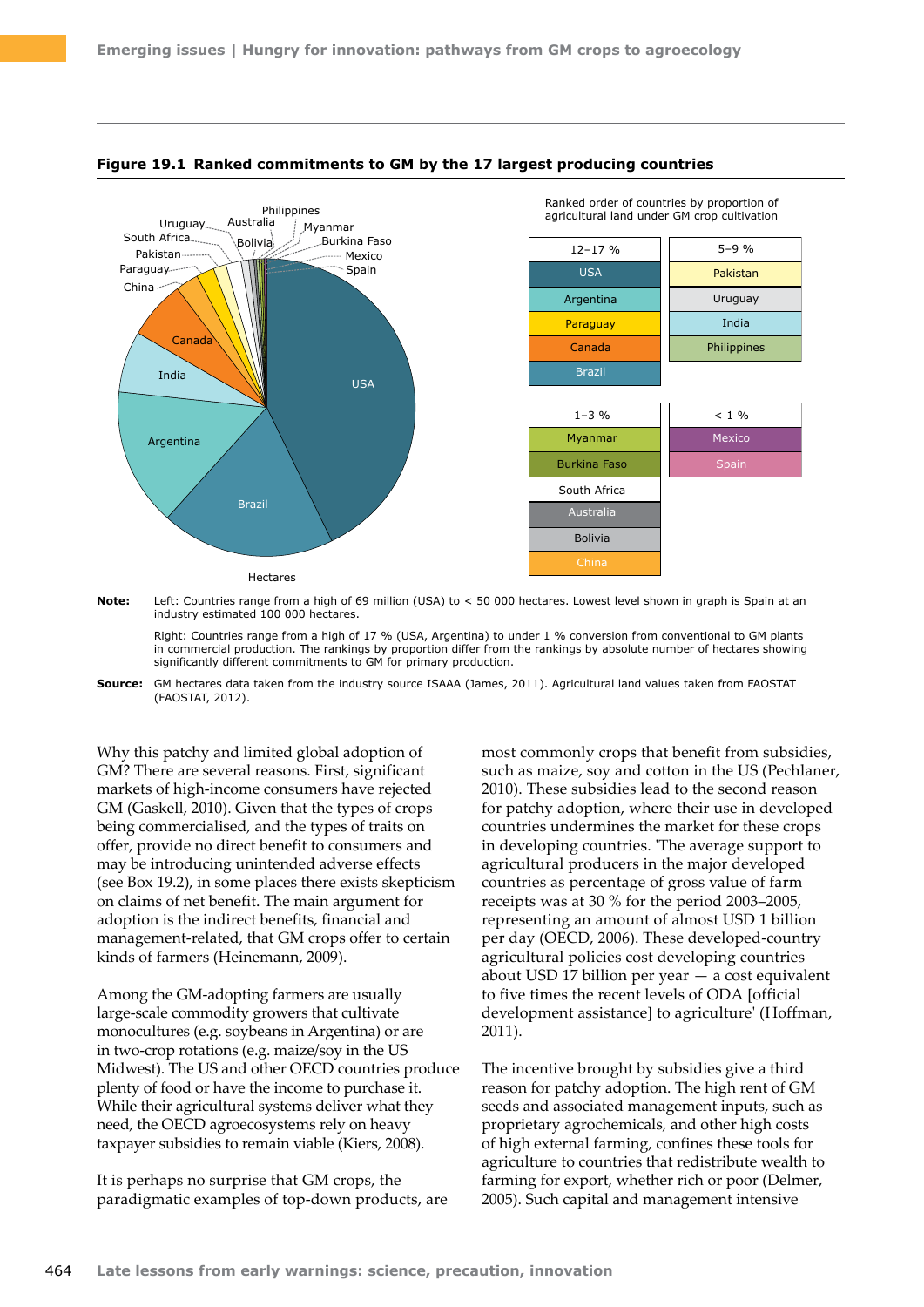**Figure 19.1 Ranked commitments to GM by the 17 largest producing countries**

Ranked order of countries by proportion of agricultural land under GM crop cultivation

| 12–17 % | 5–9 % |
|---|---|
| USA | Pakistan |
| Argentina | Uruguay |
| Paraguay | India |
| Canada | Philippines |
| Brazil | |

| 1–3 % | < 1 % |
|---|---|
| Myanmar | Mexico |
| Burkina Faso | Spain |
| South Africa | |
| Australia | |
| Bolivia | |
| China | |

Hectares

**Note:** Left: Countries range from a high of 69 million (USA) to < 50 000 hectares. Lowest level shown in graph is Spain at an industry estimated 100 000 hectares.

Right: Countries range from a high of 17 % (USA, Argentina) to under 1 % conversion from conventional to GM plants in commercial production. The rankings by proportion differ from the rankings by absolute number of hectares showing significantly different commitments to GM for primary production.

**Source:** GM hectares data taken from the industry source ISAAA (James, 2011). Agricultural land values taken from FAOSTAT (FAOSTAT, 2012).

Why this patchy and limited global adoption of GM? There are several reasons. First, significant markets of high-income consumers have rejected GM (Gaskell, 2010). Given that the types of crops being commercialised, and the types of traits on offer, provide no direct benefit to consumers and may be introducing unintended adverse effects (see Box 19.2), in some places there exists skepticism on claims of net benefit. The main argument for adoption is the indirect benefits, financial and management-related, that GM crops offer to certain kinds of farmers (Heinemann, 2009).

Among the GM-adopting farmers are usually large-scale commodity growers that cultivate monocultures (e.g. soybeans in Argentina) or are in two-crop rotations (e.g. maize/soy in the US Midwest). The US and other OECD countries produce plenty of food or have the income to purchase it. While their agricultural systems deliver what they need, the OECD agroecosystems rely on heavy taxpayer subsidies to remain viable (Kiers, 2008).

It is perhaps no surprise that GM crops, the paradigmatic examples of top-down products, are most commonly crops that benefit from subsidies, such as maize, soy and cotton in the US (Pechlaner, 2010). These subsidies lead to the second reason for patchy adoption, where their use in developed countries undermines the market for these crops in developing countries. 'The average support to agricultural producers in the major developed countries as percentage of gross value of farm receipts was at 30 % for the period 2003–2005, representing an amount of almost USD 1 billion per day (OECD, 2006). These developed-country agricultural policies cost developing countries about USD 17 billion per year — a cost equivalent to five times the recent levels of ODA [official development assistance] to agriculture' (Hoffman, 2011).

The incentive brought by subsidies give a third reason for patchy adoption. The high rent of GM seeds and associated management inputs, such as proprietary agrochemicals, and other high costs of high external farming, confines these tools for agriculture to countries that redistribute wealth to farming for export, whether rich or poor (Delmer, 2005). Such capital and management intensive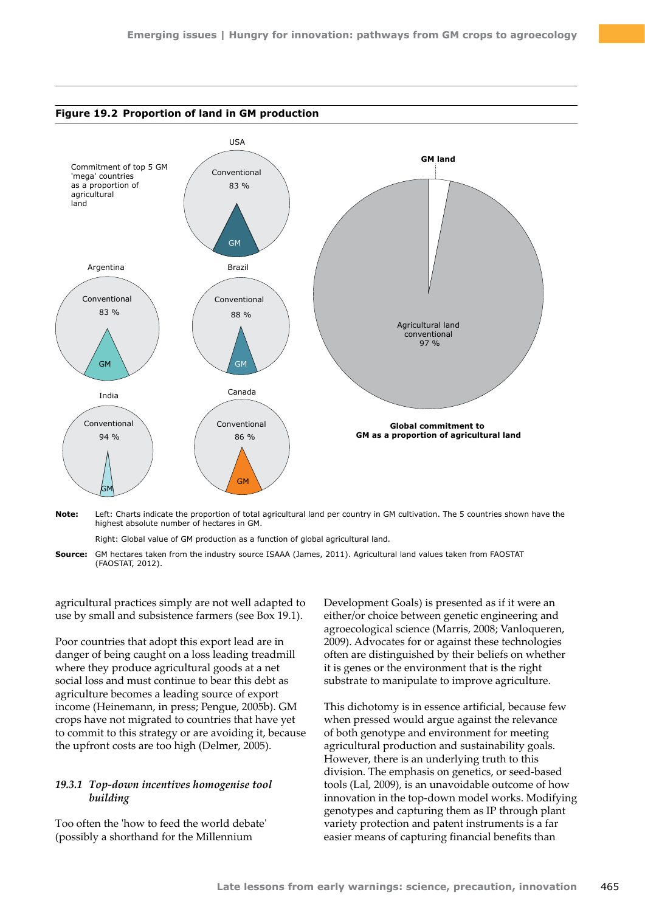**Figure 19.2 Proportion of land in GM production**

Commitment of top 5 GM 'mega' countries as a proportion of agricultural land

USA: Conventional 83 %, GM

Argentina: Conventional 83 %, GM

Brazil: Conventional 88 %, GM

India: Conventional 94 %, GM

Canada: Conventional 86 %, GM

GM land

Agricultural land conventional 97 %

**Global commitment to GM as a proportion of agricultural land**

**Note:** Left: Charts indicate the proportion of total agricultural land per country in GM cultivation. The 5 countries shown have the highest absolute number of hectares in GM.

Right: Global value of GM production as a function of global agricultural land.

**Source:** GM hectares taken from the industry source ISAAA (James, 2011). Agricultural land values taken from FAOSTAT (FAOSTAT, 2012).

agricultural practices simply are not well adapted to use by small and subsistence farmers (see Box 19.1).

Poor countries that adopt this export lead are in danger of being caught on a loss leading treadmill where they produce agricultural goods at a net social loss and must continue to bear this debt as agriculture becomes a leading source of export income (Heinemann, in press; Pengue, 2005b). GM crops have not migrated to countries that have yet to commit to this strategy or are avoiding it, because the upfront costs are too high (Delmer, 2005).

### *19.3.1 Top-down incentives homogenise tool building*

Too often the 'how to feed the world debate' (possibly a shorthand for the Millennium Development Goals) is presented as if it were an either/or choice between genetic engineering and agroecological science (Marris, 2008; Vanloqueren, 2009). Advocates for or against these technologies often are distinguished by their beliefs on whether it is genes or the environment that is the right substrate to manipulate to improve agriculture.

This dichotomy is in essence artificial, because few when pressed would argue against the relevance of both genotype and environment for meeting agricultural production and sustainability goals. However, there is an underlying truth to this division. The emphasis on genetics, or seed-based tools (Lal, 2009), is an unavoidable outcome of how innovation in the top-down model works. Modifying genotypes and capturing them as IP through plant variety protection and patent instruments is a far easier means of capturing financial benefits than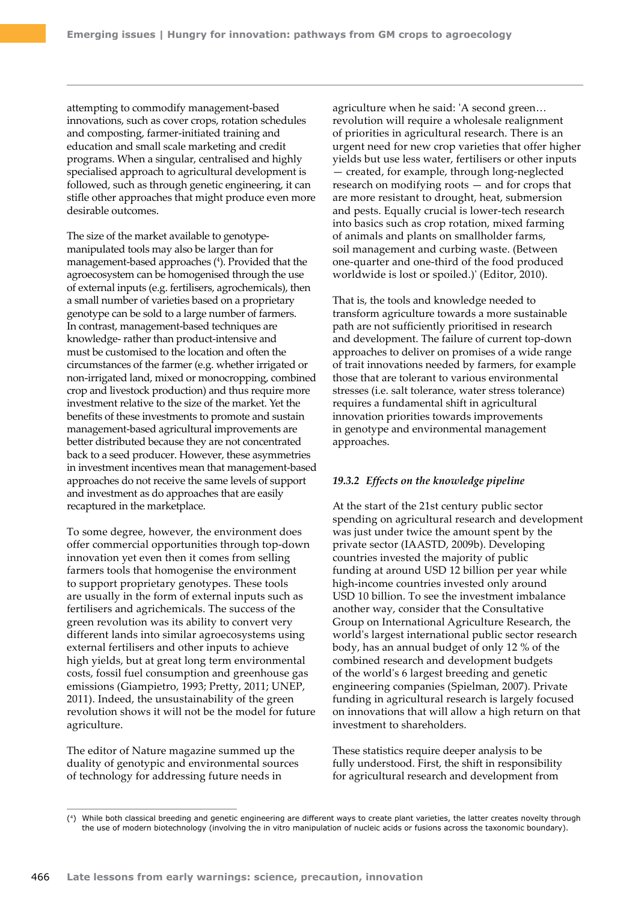attempting to commodify management-based innovations, such as cover crops, rotation schedules and composting, farmer-initiated training and education and small scale marketing and credit programs. When a singular, centralised and highly specialised approach to agricultural development is followed, such as through genetic engineering, it can stifle other approaches that might produce even more desirable outcomes.

The size of the market available to genotype-manipulated tools may also be larger than for management-based approaches ([4]). Provided that the agroecosystem can be homogenised through the use of external inputs (e.g. fertilisers, agrochemicals), then a small number of varieties based on a proprietary genotype can be sold to a large number of farmers. In contrast, management-based techniques are knowledge- rather than product-intensive and must be customised to the location and often the circumstances of the farmer (e.g. whether irrigated or non-irrigated land, mixed or monocropping, combined crop and livestock production) and thus require more investment relative to the size of the market. Yet the benefits of these investments to promote and sustain management-based agricultural improvements are better distributed because they are not concentrated back to a seed producer. However, these asymmetries in investment incentives mean that management-based approaches do not receive the same levels of support and investment as do approaches that are easily recaptured in the marketplace.

To some degree, however, the environment does offer commercial opportunities through top-down innovation yet even then it comes from selling farmers tools that homogenise the environment to support proprietary genotypes. These tools are usually in the form of external inputs such as fertilisers and agrichemicals. The success of the green revolution was its ability to convert very different lands into similar agroecosystems using external fertilisers and other inputs to achieve high yields, but at great long term environmental costs, fossil fuel consumption and greenhouse gas emissions (Giampietro, 1993; Pretty, 2011; UNEP, 2011). Indeed, the unsustainability of the green revolution shows it will not be the model for future agriculture.

The editor of Nature magazine summed up the duality of genotypic and environmental sources of technology for addressing future needs in agriculture when he said: 'A second green… revolution will require a wholesale realignment of priorities in agricultural research. There is an urgent need for new crop varieties that offer higher yields but use less water, fertilisers or other inputs — created, for example, through long-neglected research on modifying roots — and for crops that are more resistant to drought, heat, submersion and pests. Equally crucial is lower-tech research into basics such as crop rotation, mixed farming of animals and plants on smallholder farms, soil management and curbing waste. (Between one-quarter and one-third of the food produced worldwide is lost or spoiled.)' (Editor, 2010).

That is, the tools and knowledge needed to transform agriculture towards a more sustainable path are not sufficiently prioritised in research and development. The failure of current top-down approaches to deliver on promises of a wide range of trait innovations needed by farmers, for example those that are tolerant to various environmental stresses (i.e. salt tolerance, water stress tolerance) requires a fundamental shift in agricultural innovation priorities towards improvements in genotype and environmental management approaches.

### *19.3.2 Effects on the knowledge pipeline*

At the start of the 21st century public sector spending on agricultural research and development was just under twice the amount spent by the private sector (IAASTD, 2009b). Developing countries invested the majority of public funding at around USD 12 billion per year while high-income countries invested only around USD 10 billion. To see the investment imbalance another way, consider that the Consultative Group on International Agriculture Research, the world's largest international public sector research body, has an annual budget of only 12 % of the combined research and development budgets of the world's 6 largest breeding and genetic engineering companies (Spielman, 2007). Private funding in agricultural research is largely focused on innovations that will allow a high return on that investment to shareholders.

These statistics require deeper analysis to be fully understood. First, the shift in responsibility for agricultural research and development from

---

([4]) While both classical breeding and genetic engineering are different ways to create plant varieties, the latter creates novelty through the use of modern biotechnology (involving the in vitro manipulation of nucleic acids or fusions across the taxonomic boundary).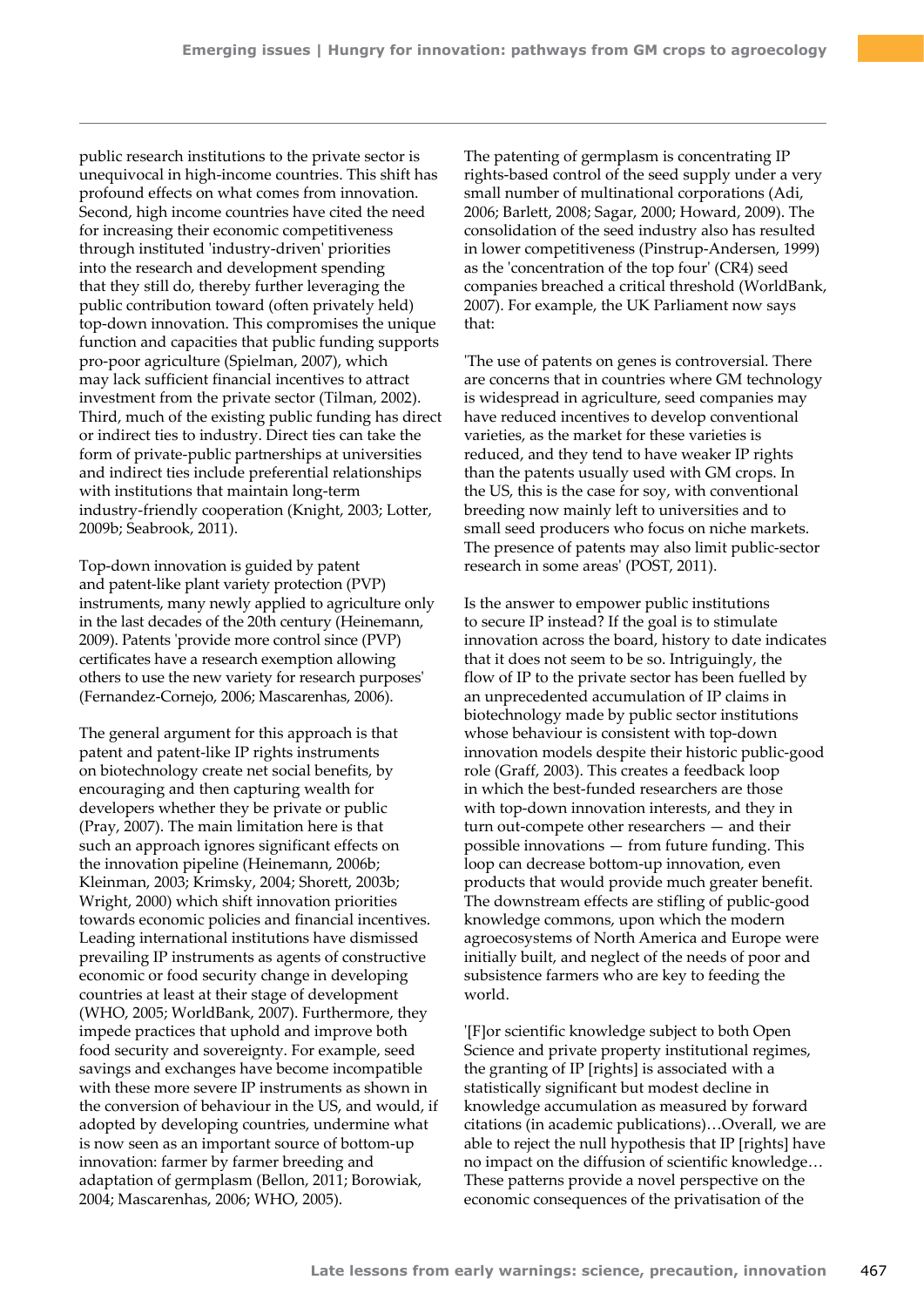public research institutions to the private sector is unequivocal in high-income countries. This shift has profound effects on what comes from innovation. Second, high income countries have cited the need for increasing their economic competitiveness through instituted 'industry-driven' priorities into the research and development spending that they still do, thereby further leveraging the public contribution toward (often privately held) top-down innovation. This compromises the unique function and capacities that public funding supports pro-poor agriculture (Spielman, 2007), which may lack sufficient financial incentives to attract investment from the private sector (Tilman, 2002). Third, much of the existing public funding has direct or indirect ties to industry. Direct ties can take the form of private-public partnerships at universities and indirect ties include preferential relationships with institutions that maintain long-term industry-friendly cooperation (Knight, 2003; Lotter, 2009b; Seabrook, 2011).

Top-down innovation is guided by patent and patent-like plant variety protection (PVP) instruments, many newly applied to agriculture only in the last decades of the 20th century (Heinemann, 2009). Patents 'provide more control since (PVP) certificates have a research exemption allowing others to use the new variety for research purposes' (Fernandez-Cornejo, 2006; Mascarenhas, 2006).

The general argument for this approach is that patent and patent-like IP rights instruments on biotechnology create net social benefits, by encouraging and then capturing wealth for developers whether they be private or public (Pray, 2007). The main limitation here is that such an approach ignores significant effects on the innovation pipeline (Heinemann, 2006b; Kleinman, 2003; Krimsky, 2004; Shorett, 2003b; Wright, 2000) which shift innovation priorities towards economic policies and financial incentives. Leading international institutions have dismissed prevailing IP instruments as agents of constructive economic or food security change in developing countries at least at their stage of development (WHO, 2005; WorldBank, 2007). Furthermore, they impede practices that uphold and improve both food security and sovereignty. For example, seed savings and exchanges have become incompatible with these more severe IP instruments as shown in the conversion of behaviour in the US, and would, if adopted by developing countries, undermine what is now seen as an important source of bottom-up innovation: farmer by farmer breeding and adaptation of germplasm (Bellon, 2011; Borowiak, 2004; Mascarenhas, 2006; WHO, 2005).

The patenting of germplasm is concentrating IP rights-based control of the seed supply under a very small number of multinational corporations (Adi, 2006; Barlett, 2008; Sagar, 2000; Howard, 2009). The consolidation of the seed industry also has resulted in lower competitiveness (Pinstrup-Andersen, 1999) as the 'concentration of the top four' (CR4) seed companies breached a critical threshold (WorldBank, 2007). For example, the UK Parliament now says that:

'The use of patents on genes is controversial. There are concerns that in countries where GM technology is widespread in agriculture, seed companies may have reduced incentives to develop conventional varieties, as the market for these varieties is reduced, and they tend to have weaker IP rights than the patents usually used with GM crops. In the US, this is the case for soy, with conventional breeding now mainly left to universities and to small seed producers who focus on niche markets. The presence of patents may also limit public-sector research in some areas' (POST, 2011).

Is the answer to empower public institutions to secure IP instead? If the goal is to stimulate innovation across the board, history to date indicates that it does not seem to be so. Intriguingly, the flow of IP to the private sector has been fuelled by an unprecedented accumulation of IP claims in biotechnology made by public sector institutions whose behaviour is consistent with top-down innovation models despite their historic public-good role (Graff, 2003). This creates a feedback loop in which the best-funded researchers are those with top-down innovation interests, and they in turn out-compete other researchers — and their possible innovations — from future funding. This loop can decrease bottom-up innovation, even products that would provide much greater benefit. The downstream effects are stifling of public-good knowledge commons, upon which the modern agroecosystems of North America and Europe were initially built, and neglect of the needs of poor and subsistence farmers who are key to feeding the world.

'[F]or scientific knowledge subject to both Open Science and private property institutional regimes, the granting of IP [rights] is associated with a statistically significant but modest decline in knowledge accumulation as measured by forward citations (in academic publications)…Overall, we are able to reject the null hypothesis that IP [rights] have no impact on the diffusion of scientific knowledge… These patterns provide a novel perspective on the economic consequences of the privatisation of the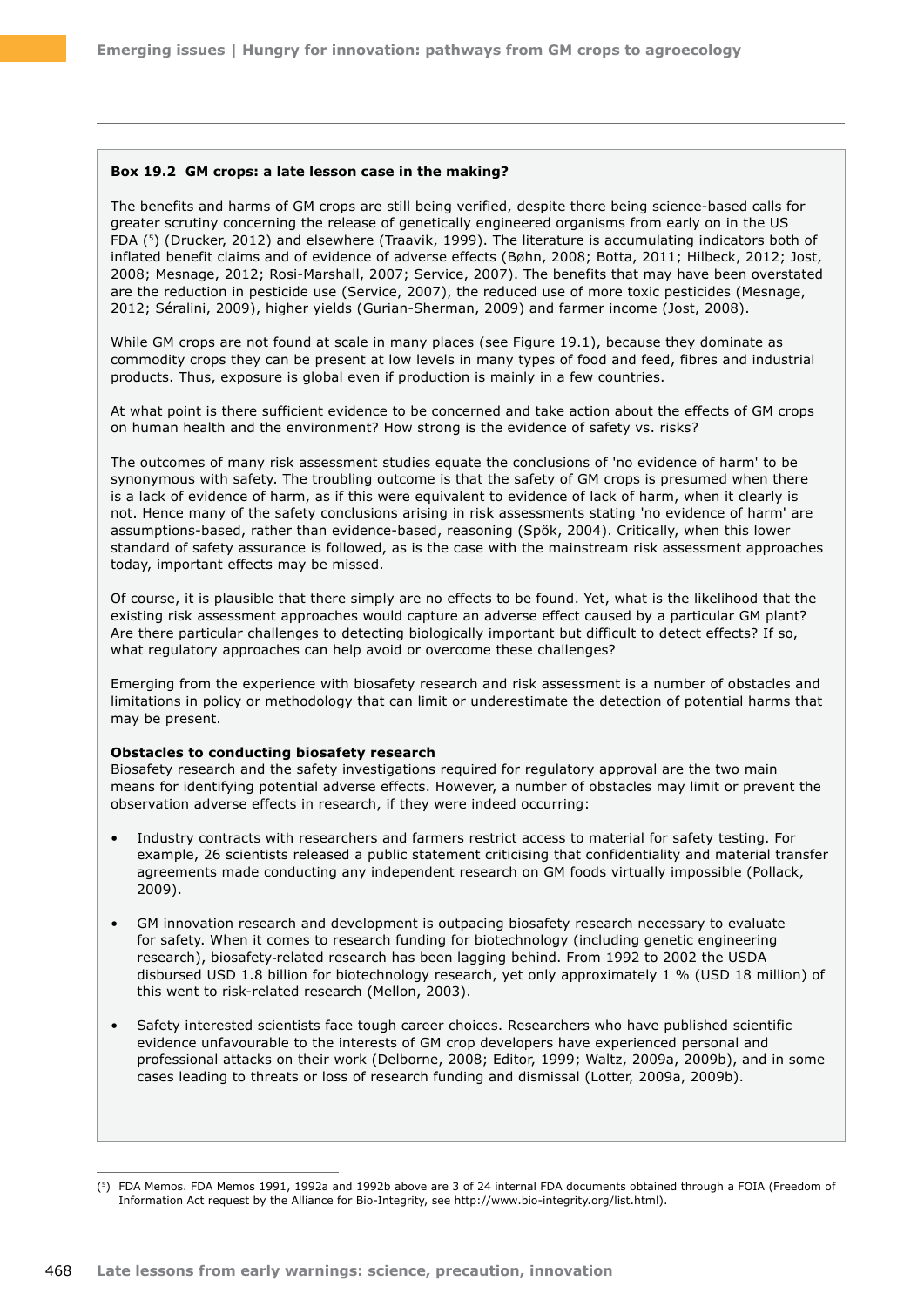**Box 19.2 GM crops: a late lesson case in the making?**

The benefits and harms of GM crops are still being verified, despite there being science-based calls for greater scrutiny concerning the release of genetically engineered organisms from early on in the US FDA ([5]) (Drucker, 2012) and elsewhere (Traavik, 1999). The literature is accumulating indicators both of inflated benefit claims and of evidence of adverse effects (Bøhn, 2008; Botta, 2011; Hilbeck, 2012; Jost, 2008; Mesnage, 2012; Rosi-Marshall, 2007; Service, 2007). The benefits that may have been overstated are the reduction in pesticide use (Service, 2007), the reduced use of more toxic pesticides (Mesnage, 2012; Séralini, 2009), higher yields (Gurian-Sherman, 2009) and farmer income (Jost, 2008).

While GM crops are not found at scale in many places (see Figure 19.1), because they dominate as commodity crops they can be present at low levels in many types of food and feed, fibres and industrial products. Thus, exposure is global even if production is mainly in a few countries.

At what point is there sufficient evidence to be concerned and take action about the effects of GM crops on human health and the environment? How strong is the evidence of safety vs. risks?

The outcomes of many risk assessment studies equate the conclusions of 'no evidence of harm' to be synonymous with safety. The troubling outcome is that the safety of GM crops is presumed when there is a lack of evidence of harm, as if this were equivalent to evidence of lack of harm, when it clearly is not. Hence many of the safety conclusions arising in risk assessments stating 'no evidence of harm' are assumptions-based, rather than evidence-based, reasoning (Spök, 2004). Critically, when this lower standard of safety assurance is followed, as is the case with the mainstream risk assessment approaches today, important effects may be missed.

Of course, it is plausible that there simply are no effects to be found. Yet, what is the likelihood that the existing risk assessment approaches would capture an adverse effect caused by a particular GM plant? Are there particular challenges to detecting biologically important but difficult to detect effects? If so, what regulatory approaches can help avoid or overcome these challenges?

Emerging from the experience with biosafety research and risk assessment is a number of obstacles and limitations in policy or methodology that can limit or underestimate the detection of potential harms that may be present.

**Obstacles to conducting biosafety research**

Biosafety research and the safety investigations required for regulatory approval are the two main means for identifying potential adverse effects. However, a number of obstacles may limit or prevent the observation adverse effects in research, if they were indeed occurring:

- Industry contracts with researchers and farmers restrict access to material for safety testing. For example, 26 scientists released a public statement criticising that confidentiality and material transfer agreements made conducting any independent research on GM foods virtually impossible (Pollack, 2009).
- GM innovation research and development is outpacing biosafety research necessary to evaluate for safety. When it comes to research funding for biotechnology (including genetic engineering research), biosafety-related research has been lagging behind. From 1992 to 2002 the USDA disbursed USD 1.8 billion for biotechnology research, yet only approximately 1 % (USD 18 million) of this went to risk-related research (Mellon, 2003).
- Safety interested scientists face tough career choices. Researchers who have published scientific evidence unfavourable to the interests of GM crop developers have experienced personal and professional attacks on their work (Delborne, 2008; Editor, 1999; Waltz, 2009a, 2009b), and in some cases leading to threats or loss of research funding and dismissal (Lotter, 2009a, 2009b).

([5]) FDA Memos. FDA Memos 1991, 1992a and 1992b above are 3 of 24 internal FDA documents obtained through a FOIA (Freedom of Information Act request by the Alliance for Bio-Integrity, see http://www.bio-integrity.org/list.html).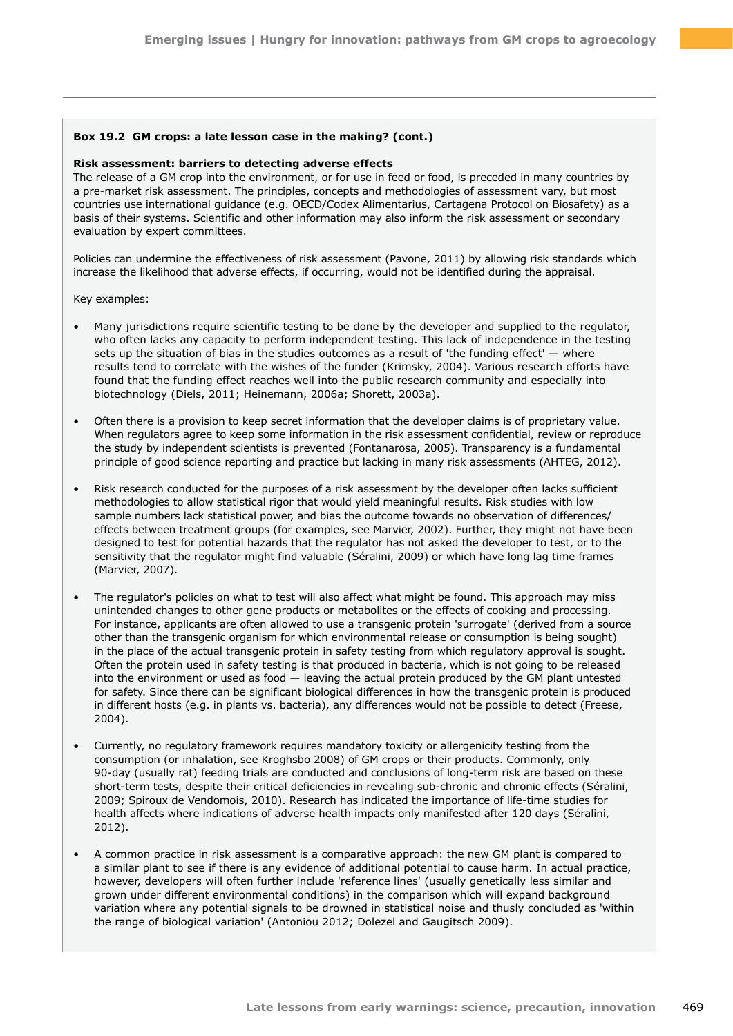**Box 19.2 GM crops: a late lesson case in the making? (cont.)**

**Risk assessment: barriers to detecting adverse effects**

The release of a GM crop into the environment, or for use in feed or food, is preceded in many countries by a pre-market risk assessment. The principles, concepts and methodologies of assessment vary, but most countries use international guidance (e.g. OECD/Codex Alimentarius, Cartagena Protocol on Biosafety) as a basis of their systems. Scientific and other information may also inform the risk assessment or secondary evaluation by expert committees.

Policies can undermine the effectiveness of risk assessment (Pavone, 2011) by allowing risk standards which increase the likelihood that adverse effects, if occurring, would not be identified during the appraisal.

Key examples:

- Many jurisdictions require scientific testing to be done by the developer and supplied to the regulator, who often lacks any capacity to perform independent testing. This lack of independence in the testing sets up the situation of bias in the studies outcomes as a result of 'the funding effect' — where results tend to correlate with the wishes of the funder (Krimsky, 2004). Various research efforts have found that the funding effect reaches well into the public research community and especially into biotechnology (Diels, 2011; Heinemann, 2006a; Shorett, 2003a).

- Often there is a provision to keep secret information that the developer claims is of proprietary value. When regulators agree to keep some information in the risk assessment confidential, review or reproduce the study by independent scientists is prevented (Fontanarosa, 2005). Transparency is a fundamental principle of good science reporting and practice but lacking in many risk assessments (AHTEG, 2012).

- Risk research conducted for the purposes of a risk assessment by the developer often lacks sufficient methodologies to allow statistical rigor that would yield meaningful results. Risk studies with low sample numbers lack statistical power, and bias the outcome towards no observation of differences/effects between treatment groups (for examples, see Marvier, 2002). Further, they might not have been designed to test for potential hazards that the regulator has not asked the developer to test, or to the sensitivity that the regulator might find valuable (Séralini, 2009) or which have long lag time frames (Marvier, 2007).

- The regulator's policies on what to test will also affect what might be found. This approach may miss unintended changes to other gene products or metabolites or the effects of cooking and processing. For instance, applicants are often allowed to use a transgenic protein 'surrogate' (derived from a source other than the transgenic organism for which environmental release or consumption is being sought) in the place of the actual transgenic protein in safety testing from which regulatory approval is sought. Often the protein used in safety testing is that produced in bacteria, which is not going to be released into the environment or used as food — leaving the actual protein produced by the GM plant untested for safety. Since there can be significant biological differences in how the transgenic protein is produced in different hosts (e.g. in plants vs. bacteria), any differences would not be possible to detect (Freese, 2004).

- Currently, no regulatory framework requires mandatory toxicity or allergenicity testing from the consumption (or inhalation, see Kroghsbo 2008) of GM crops or their products. Commonly, only 90-day (usually rat) feeding trials are conducted and conclusions of long-term risk are based on these short-term tests, despite their critical deficiencies in revealing sub-chronic and chronic effects (Séralini, 2009; Spiroux de Vendomois, 2010). Research has indicated the importance of life-time studies for health affects where indications of adverse health impacts only manifested after 120 days (Séralini, 2012).

- A common practice in risk assessment is a comparative approach: the new GM plant is compared to a similar plant to see if there is any evidence of additional potential to cause harm. In actual practice, however, developers will often further include 'reference lines' (usually genetically less similar and grown under different environmental conditions) in the comparison which will expand background variation where any potential signals to be drowned in statistical noise and thusly concluded as 'within the range of biological variation' (Antoniou 2012; Dolezel and Gaugitsch 2009).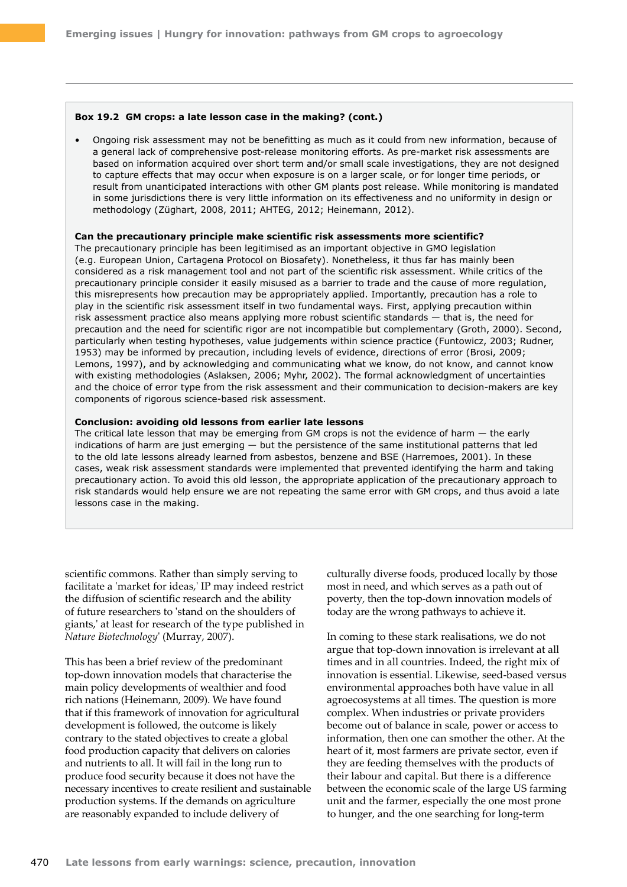**Box 19.2 GM crops: a late lesson case in the making? (cont.)**

- Ongoing risk assessment may not be benefitting as much as it could from new information, because of a general lack of comprehensive post-release monitoring efforts. As pre-market risk assessments are based on information acquired over short term and/or small scale investigations, they are not designed to capture effects that may occur when exposure is on a larger scale, or for longer time periods, or result from unanticipated interactions with other GM plants post release. While monitoring is mandated in some jurisdictions there is very little information on its effectiveness and no uniformity in design or methodology (Züghart, 2008, 2011; AHTEG, 2012; Heinemann, 2012).

**Can the precautionary principle make scientific risk assessments more scientific?**

The precautionary principle has been legitimised as an important objective in GMO legislation (e.g. European Union, Cartagena Protocol on Biosafety). Nonetheless, it thus far has mainly been considered as a risk management tool and not part of the scientific risk assessment. While critics of the precautionary principle consider it easily misused as a barrier to trade and the cause of more regulation, this misrepresents how precaution may be appropriately applied. Importantly, precaution has a role to play in the scientific risk assessment itself in two fundamental ways. First, applying precaution within risk assessment practice also means applying more robust scientific standards — that is, the need for precaution and the need for scientific rigor are not incompatible but complementary (Groth, 2000). Second, particularly when testing hypotheses, value judgements within science practice (Funtowicz, 2003; Rudner, 1953) may be informed by precaution, including levels of evidence, directions of error (Brosi, 2009; Lemons, 1997), and by acknowledging and communicating what we know, do not know, and cannot know with existing methodologies (Aslaksen, 2006; Myhr, 2002). The formal acknowledgment of uncertainties and the choice of error type from the risk assessment and their communication to decision-makers are key components of rigorous science-based risk assessment.

**Conclusion: avoiding old lessons from earlier late lessons**

The critical late lesson that may be emerging from GM crops is not the evidence of harm — the early indications of harm are just emerging — but the persistence of the same institutional patterns that led to the old late lessons already learned from asbestos, benzene and BSE (Harremoes, 2001). In these cases, weak risk assessment standards were implemented that prevented identifying the harm and taking precautionary action. To avoid this old lesson, the appropriate application of the precautionary approach to risk standards would help ensure we are not repeating the same error with GM crops, and thus avoid a late lessons case in the making.

scientific commons. Rather than simply serving to facilitate a 'market for ideas,' IP may indeed restrict the diffusion of scientific research and the ability of future researchers to 'stand on the shoulders of giants,' at least for research of the type published in *Nature Biotechnology*' (Murray, 2007).

This has been a brief review of the predominant top-down innovation models that characterise the main policy developments of wealthier and food rich nations (Heinemann, 2009). We have found that if this framework of innovation for agricultural development is followed, the outcome is likely contrary to the stated objectives to create a global food production capacity that delivers on calories and nutrients to all. It will fail in the long run to produce food security because it does not have the necessary incentives to create resilient and sustainable production systems. If the demands on agriculture are reasonably expanded to include delivery of culturally diverse foods, produced locally by those most in need, and which serves as a path out of poverty, then the top-down innovation models of today are the wrong pathways to achieve it.

In coming to these stark realisations, we do not argue that top-down innovation is irrelevant at all times and in all countries. Indeed, the right mix of innovation is essential. Likewise, seed-based versus environmental approaches both have value in all agroecosystems at all times. The question is more complex. When industries or private providers become out of balance in scale, power or access to information, then one can smother the other. At the heart of it, most farmers are private sector, even if they are feeding themselves with the products of their labour and capital. But there is a difference between the economic scale of the large US farming unit and the farmer, especially the one most prone to hunger, and the one searching for long-term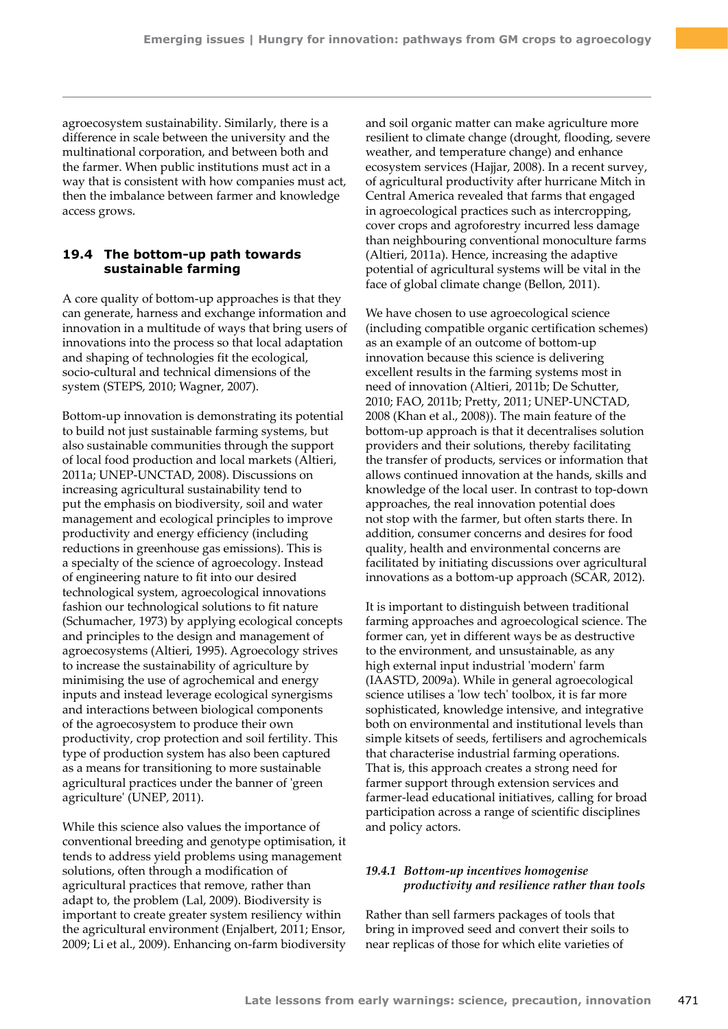agroecosystem sustainability. Similarly, there is a difference in scale between the university and the multinational corporation, and between both and the farmer. When public institutions must act in a way that is consistent with how companies must act, then the imbalance between farmer and knowledge access grows.

## 19.4 The bottom-up path towards sustainable farming

A core quality of bottom-up approaches is that they can generate, harness and exchange information and innovation in a multitude of ways that bring users of innovations into the process so that local adaptation and shaping of technologies fit the ecological, socio-cultural and technical dimensions of the system (STEPS, 2010; Wagner, 2007).

Bottom-up innovation is demonstrating its potential to build not just sustainable farming systems, but also sustainable communities through the support of local food production and local markets (Altieri, 2011a; UNEP-UNCTAD, 2008). Discussions on increasing agricultural sustainability tend to put the emphasis on biodiversity, soil and water management and ecological principles to improve productivity and energy efficiency (including reductions in greenhouse gas emissions). This is a specialty of the science of agroecology. Instead of engineering nature to fit into our desired technological system, agroecological innovations fashion our technological solutions to fit nature (Schumacher, 1973) by applying ecological concepts and principles to the design and management of agroecosystems (Altieri, 1995). Agroecology strives to increase the sustainability of agriculture by minimising the use of agrochemical and energy inputs and instead leverage ecological synergisms and interactions between biological components of the agroecosystem to produce their own productivity, crop protection and soil fertility. This type of production system has also been captured as a means for transitioning to more sustainable agricultural practices under the banner of 'green agriculture' (UNEP, 2011).

While this science also values the importance of conventional breeding and genotype optimisation, it tends to address yield problems using management solutions, often through a modification of agricultural practices that remove, rather than adapt to, the problem (Lal, 2009). Biodiversity is important to create greater system resiliency within the agricultural environment (Enjalbert, 2011; Ensor, 2009; Li et al., 2009). Enhancing on-farm biodiversity and soil organic matter can make agriculture more resilient to climate change (drought, flooding, severe weather, and temperature change) and enhance ecosystem services (Hajjar, 2008). In a recent survey, of agricultural productivity after hurricane Mitch in Central America revealed that farms that engaged in agroecological practices such as intercropping, cover crops and agroforestry incurred less damage than neighbouring conventional monoculture farms (Altieri, 2011a). Hence, increasing the adaptive potential of agricultural systems will be vital in the face of global climate change (Bellon, 2011).

We have chosen to use agroecological science (including compatible organic certification schemes) as an example of an outcome of bottom-up innovation because this science is delivering excellent results in the farming systems most in need of innovation (Altieri, 2011b; De Schutter, 2010; FAO, 2011b; Pretty, 2011; UNEP-UNCTAD, 2008 (Khan et al., 2008)). The main feature of the bottom-up approach is that it decentralises solution providers and their solutions, thereby facilitating the transfer of products, services or information that allows continued innovation at the hands, skills and knowledge of the local user. In contrast to top-down approaches, the real innovation potential does not stop with the farmer, but often starts there. In addition, consumer concerns and desires for food quality, health and environmental concerns are facilitated by initiating discussions over agricultural innovations as a bottom-up approach (SCAR, 2012).

It is important to distinguish between traditional farming approaches and agroecological science. The former can, yet in different ways be as destructive to the environment, and unsustainable, as any high external input industrial 'modern' farm (IAASTD, 2009a). While in general agroecological science utilises a 'low tech' toolbox, it is far more sophisticated, knowledge intensive, and integrative both on environmental and institutional levels than simple kitsets of seeds, fertilisers and agrochemicals that characterise industrial farming operations. That is, this approach creates a strong need for farmer support through extension services and farmer-lead educational initiatives, calling for broad participation across a range of scientific disciplines and policy actors.

### *19.4.1 Bottom-up incentives homogenise productivity and resilience rather than tools*

Rather than sell farmers packages of tools that bring in improved seed and convert their soils to near replicas of those for which elite varieties of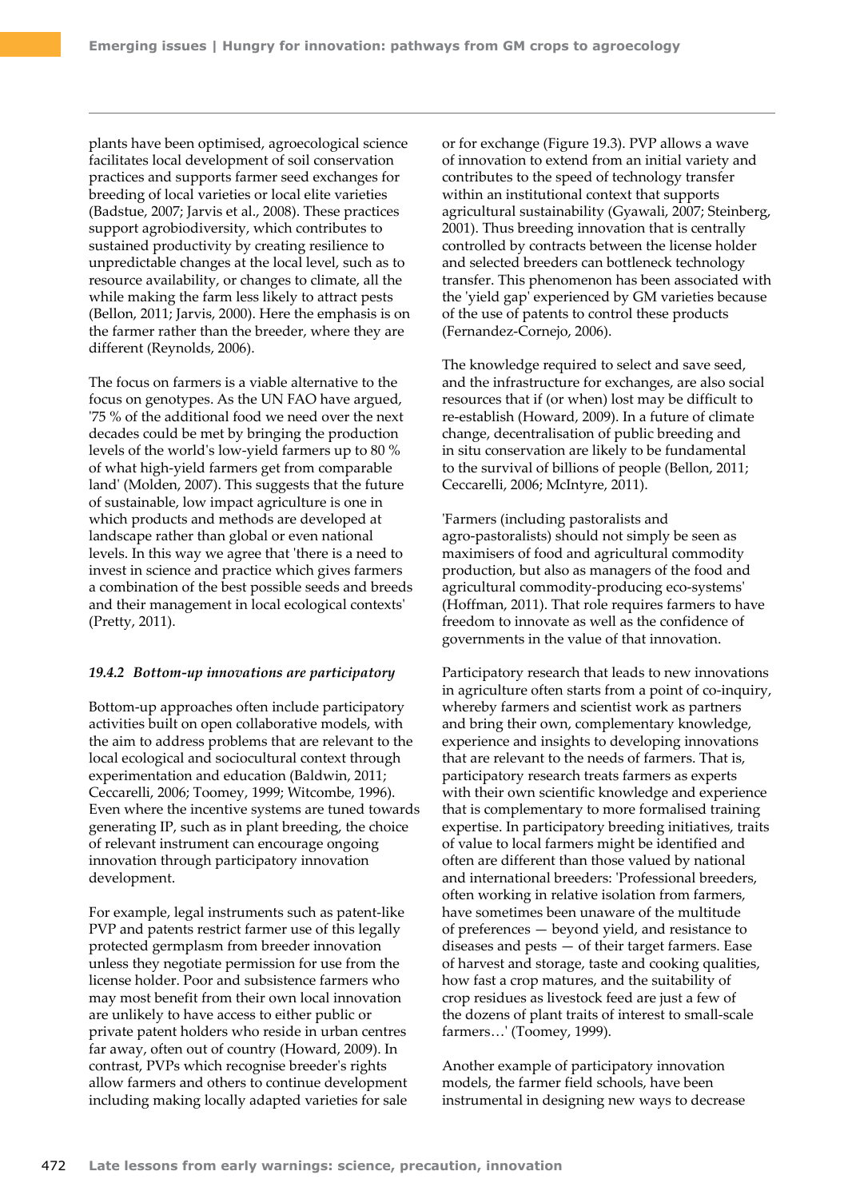plants have been optimised, agroecological science facilitates local development of soil conservation practices and supports farmer seed exchanges for breeding of local varieties or local elite varieties (Badstue, 2007; Jarvis et al., 2008). These practices support agrobiodiversity, which contributes to sustained productivity by creating resilience to unpredictable changes at the local level, such as to resource availability, or changes to climate, all the while making the farm less likely to attract pests (Bellon, 2011; Jarvis, 2000). Here the emphasis is on the farmer rather than the breeder, where they are different (Reynolds, 2006).

The focus on farmers is a viable alternative to the focus on genotypes. As the UN FAO have argued, '75 % of the additional food we need over the next decades could be met by bringing the production levels of the world's low-yield farmers up to 80 % of what high-yield farmers get from comparable land' (Molden, 2007). This suggests that the future of sustainable, low impact agriculture is one in which products and methods are developed at landscape rather than global or even national levels. In this way we agree that 'there is a need to invest in science and practice which gives farmers a combination of the best possible seeds and breeds and their management in local ecological contexts' (Pretty, 2011).

### *19.4.2 Bottom-up innovations are participatory*

Bottom-up approaches often include participatory activities built on open collaborative models, with the aim to address problems that are relevant to the local ecological and sociocultural context through experimentation and education (Baldwin, 2011; Ceccarelli, 2006; Toomey, 1999; Witcombe, 1996). Even where the incentive systems are tuned towards generating IP, such as in plant breeding, the choice of relevant instrument can encourage ongoing innovation through participatory innovation development.

For example, legal instruments such as patent-like PVP and patents restrict farmer use of this legally protected germplasm from breeder innovation unless they negotiate permission for use from the license holder. Poor and subsistence farmers who may most benefit from their own local innovation are unlikely to have access to either public or private patent holders who reside in urban centres far away, often out of country (Howard, 2009). In contrast, PVPs which recognise breeder's rights allow farmers and others to continue development including making locally adapted varieties for sale or for exchange (Figure 19.3). PVP allows a wave of innovation to extend from an initial variety and contributes to the speed of technology transfer within an institutional context that supports agricultural sustainability (Gyawali, 2007; Steinberg, 2001). Thus breeding innovation that is centrally controlled by contracts between the license holder and selected breeders can bottleneck technology transfer. This phenomenon has been associated with the 'yield gap' experienced by GM varieties because of the use of patents to control these products (Fernandez-Cornejo, 2006).

The knowledge required to select and save seed, and the infrastructure for exchanges, are also social resources that if (or when) lost may be difficult to re-establish (Howard, 2009). In a future of climate change, decentralisation of public breeding and in situ conservation are likely to be fundamental to the survival of billions of people (Bellon, 2011; Ceccarelli, 2006; McIntyre, 2011).

'Farmers (including pastoralists and agro-pastoralists) should not simply be seen as maximisers of food and agricultural commodity production, but also as managers of the food and agricultural commodity-producing eco-systems' (Hoffman, 2011). That role requires farmers to have freedom to innovate as well as the confidence of governments in the value of that innovation.

Participatory research that leads to new innovations in agriculture often starts from a point of co-inquiry, whereby farmers and scientist work as partners and bring their own, complementary knowledge, experience and insights to developing innovations that are relevant to the needs of farmers. That is, participatory research treats farmers as experts with their own scientific knowledge and experience that is complementary to more formalised training expertise. In participatory breeding initiatives, traits of value to local farmers might be identified and often are different than those valued by national and international breeders: 'Professional breeders, often working in relative isolation from farmers, have sometimes been unaware of the multitude of preferences — beyond yield, and resistance to diseases and pests — of their target farmers. Ease of harvest and storage, taste and cooking qualities, how fast a crop matures, and the suitability of crop residues as livestock feed are just a few of the dozens of plant traits of interest to small-scale farmers…' (Toomey, 1999).

Another example of participatory innovation models, the farmer field schools, have been instrumental in designing new ways to decrease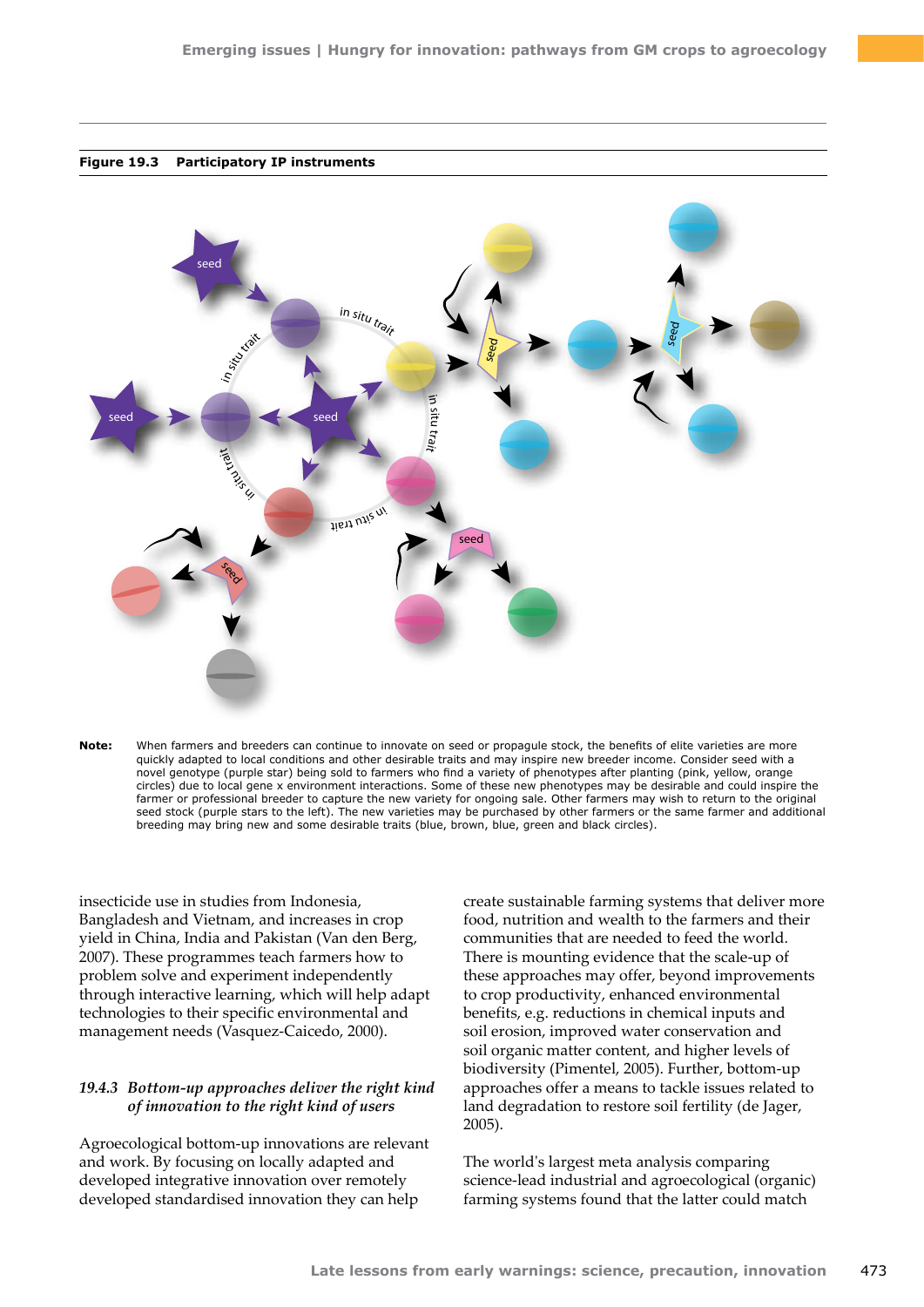**Figure 19.3 Participatory IP instruments**

**Note:** When farmers and breeders can continue to innovate on seed or propagule stock, the benefits of elite varieties are more quickly adapted to local conditions and other desirable traits and may inspire new breeder income. Consider seed with a novel genotype (purple star) being sold to farmers who find a variety of phenotypes after planting (pink, yellow, orange circles) due to local gene x environment interactions. Some of these new phenotypes may be desirable and could inspire the farmer or professional breeder to capture the new variety for ongoing sale. Other farmers may wish to return to the original seed stock (purple stars to the left). The new varieties may be purchased by other farmers or the same farmer and additional breeding may bring new and some desirable traits (blue, brown, blue, green and black circles).

insecticide use in studies from Indonesia, Bangladesh and Vietnam, and increases in crop yield in China, India and Pakistan (Van den Berg, 2007). These programmes teach farmers how to problem solve and experiment independently through interactive learning, which will help adapt technologies to their specific environmental and management needs (Vasquez-Caicedo, 2000).

### *19.4.3 Bottom-up approaches deliver the right kind of innovation to the right kind of users*

Agroecological bottom-up innovations are relevant and work. By focusing on locally adapted and developed integrative innovation over remotely developed standardised innovation they can help create sustainable farming systems that deliver more food, nutrition and wealth to the farmers and their communities that are needed to feed the world. There is mounting evidence that the scale-up of these approaches may offer, beyond improvements to crop productivity, enhanced environmental benefits, e.g. reductions in chemical inputs and soil erosion, improved water conservation and soil organic matter content, and higher levels of biodiversity (Pimentel, 2005). Further, bottom-up approaches offer a means to tackle issues related to land degradation to restore soil fertility (de Jager, 2005).

The world's largest meta analysis comparing science-lead industrial and agroecological (organic) farming systems found that the latter could match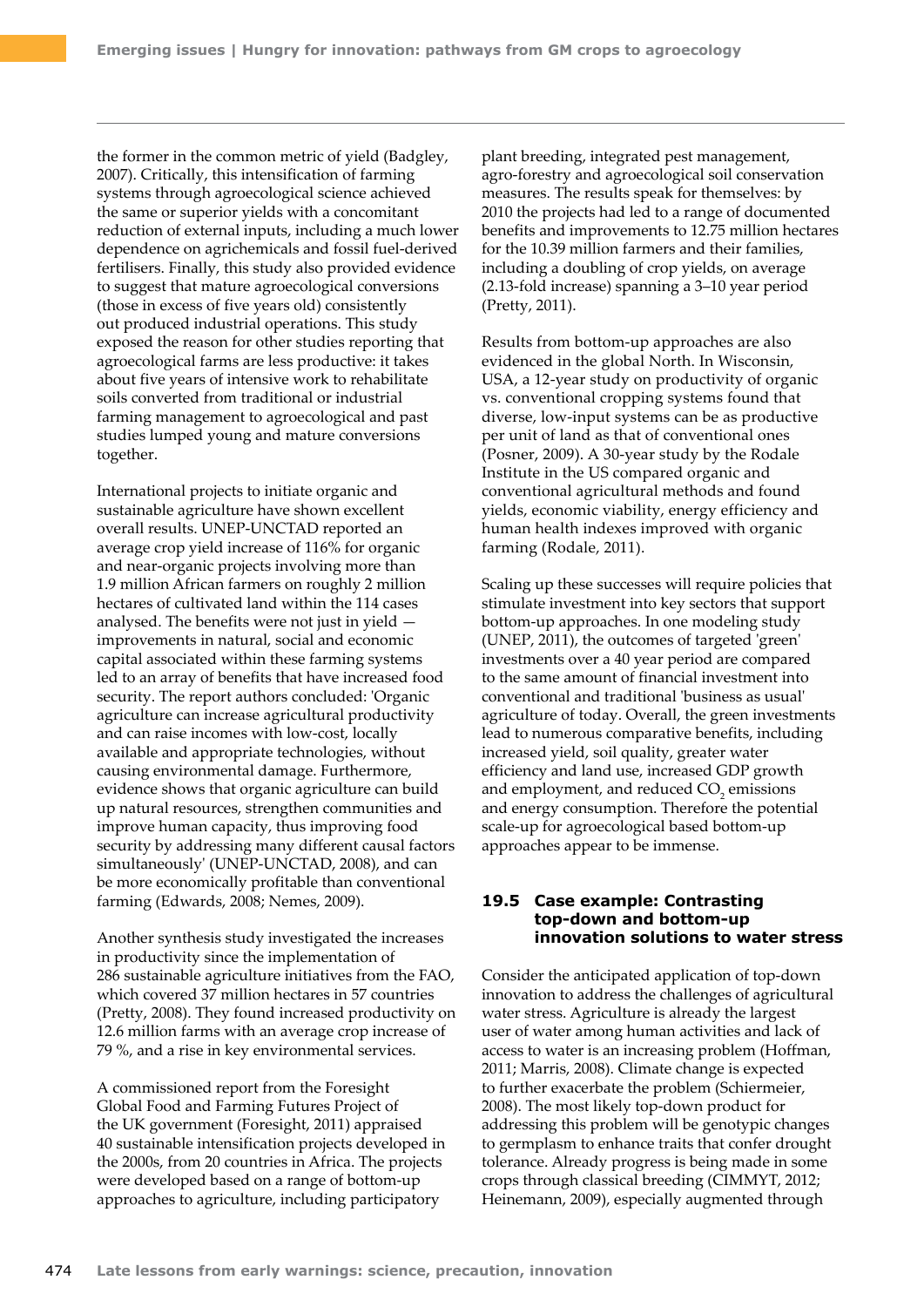the former in the common metric of yield (Badgley, 2007). Critically, this intensification of farming systems through agroecological science achieved the same or superior yields with a concomitant reduction of external inputs, including a much lower dependence on agrichemicals and fossil fuel-derived fertilisers. Finally, this study also provided evidence to suggest that mature agroecological conversions (those in excess of five years old) consistently out produced industrial operations. This study exposed the reason for other studies reporting that agroecological farms are less productive: it takes about five years of intensive work to rehabilitate soils converted from traditional or industrial farming management to agroecological and past studies lumped young and mature conversions together.

International projects to initiate organic and sustainable agriculture have shown excellent overall results. UNEP-UNCTAD reported an average crop yield increase of 116% for organic and near-organic projects involving more than 1.9 million African farmers on roughly 2 million hectares of cultivated land within the 114 cases analysed. The benefits were not just in yield — improvements in natural, social and economic capital associated within these farming systems led to an array of benefits that have increased food security. The report authors concluded: 'Organic agriculture can increase agricultural productivity and can raise incomes with low-cost, locally available and appropriate technologies, without causing environmental damage. Furthermore, evidence shows that organic agriculture can build up natural resources, strengthen communities and improve human capacity, thus improving food security by addressing many different causal factors simultaneously' (UNEP-UNCTAD, 2008), and can be more economically profitable than conventional farming (Edwards, 2008; Nemes, 2009).

Another synthesis study investigated the increases in productivity since the implementation of 286 sustainable agriculture initiatives from the FAO, which covered 37 million hectares in 57 countries (Pretty, 2008). They found increased productivity on 12.6 million farms with an average crop increase of 79 %, and a rise in key environmental services.

A commissioned report from the Foresight Global Food and Farming Futures Project of the UK government (Foresight, 2011) appraised 40 sustainable intensification projects developed in the 2000s, from 20 countries in Africa. The projects were developed based on a range of bottom-up approaches to agriculture, including participatory plant breeding, integrated pest management, agro-forestry and agroecological soil conservation measures. The results speak for themselves: by 2010 the projects had led to a range of documented benefits and improvements to 12.75 million hectares for the 10.39 million farmers and their families, including a doubling of crop yields, on average (2.13-fold increase) spanning a 3–10 year period (Pretty, 2011).

Results from bottom-up approaches are also evidenced in the global North. In Wisconsin, USA, a 12-year study on productivity of organic vs. conventional cropping systems found that diverse, low-input systems can be as productive per unit of land as that of conventional ones (Posner, 2009). A 30-year study by the Rodale Institute in the US compared organic and conventional agricultural methods and found yields, economic viability, energy efficiency and human health indexes improved with organic farming (Rodale, 2011).

Scaling up these successes will require policies that stimulate investment into key sectors that support bottom-up approaches. In one modeling study (UNEP, 2011), the outcomes of targeted 'green' investments over a 40 year period are compared to the same amount of financial investment into conventional and traditional 'business as usual' agriculture of today. Overall, the green investments lead to numerous comparative benefits, including increased yield, soil quality, greater water efficiency and land use, increased GDP growth and employment, and reduced $CO_2$ emissions and energy consumption. Therefore the potential scale-up for agroecological based bottom-up approaches appear to be immense.

## 19.5 Case example: Contrasting top-down and bottom-up innovation solutions to water stress

Consider the anticipated application of top-down innovation to address the challenges of agricultural water stress. Agriculture is already the largest user of water among human activities and lack of access to water is an increasing problem (Hoffman, 2011; Marris, 2008). Climate change is expected to further exacerbate the problem (Schiermeier, 2008). The most likely top-down product for addressing this problem will be genotypic changes to germplasm to enhance traits that confer drought tolerance. Already progress is being made in some crops through classical breeding (CIMMYT, 2012; Heinemann, 2009), especially augmented through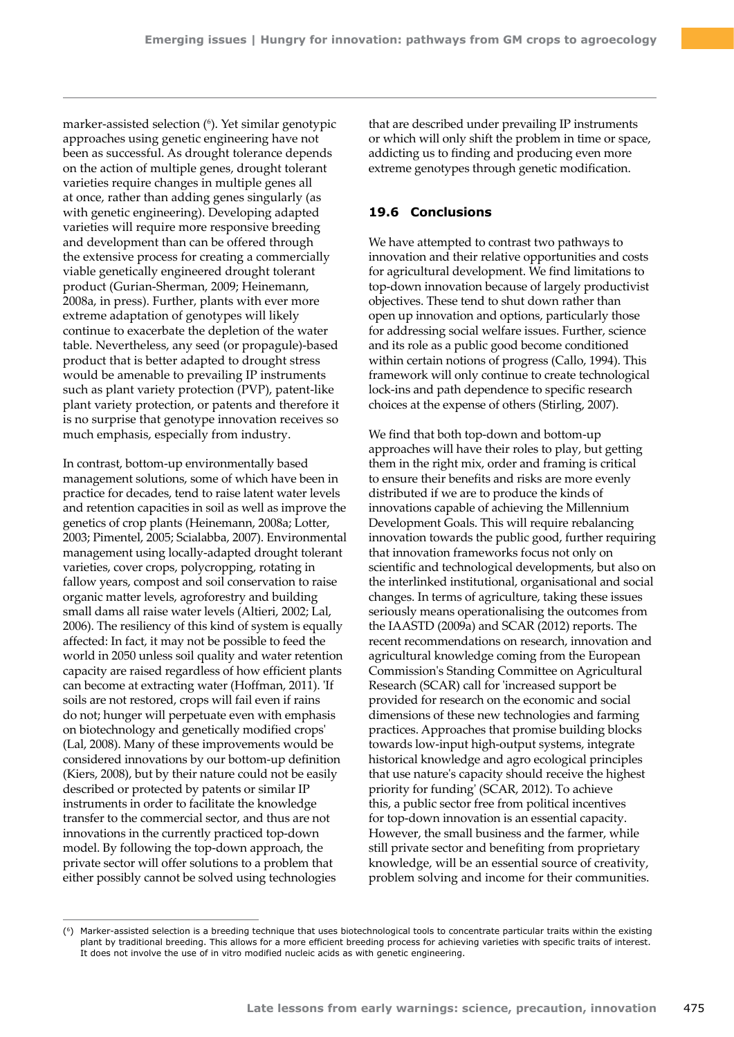marker-assisted selection ([6]). Yet similar genotypic approaches using genetic engineering have not been as successful. As drought tolerance depends on the action of multiple genes, drought tolerant varieties require changes in multiple genes all at once, rather than adding genes singularly (as with genetic engineering). Developing adapted varieties will require more responsive breeding and development than can be offered through the extensive process for creating a commercially viable genetically engineered drought tolerant product (Gurian-Sherman, 2009; Heinemann, 2008a, in press). Further, plants with ever more extreme adaptation of genotypes will likely continue to exacerbate the depletion of the water table. Nevertheless, any seed (or propagule)-based product that is better adapted to drought stress would be amenable to prevailing IP instruments such as plant variety protection (PVP), patent-like plant variety protection, or patents and therefore it is no surprise that genotype innovation receives so much emphasis, especially from industry.

In contrast, bottom-up environmentally based management solutions, some of which have been in practice for decades, tend to raise latent water levels and retention capacities in soil as well as improve the genetics of crop plants (Heinemann, 2008a; Lotter, 2003; Pimentel, 2005; Scialabba, 2007). Environmental management using locally-adapted drought tolerant varieties, cover crops, polycropping, rotating in fallow years, compost and soil conservation to raise organic matter levels, agroforestry and building small dams all raise water levels (Altieri, 2002; Lal, 2006). The resiliency of this kind of system is equally affected: In fact, it may not be possible to feed the world in 2050 unless soil quality and water retention capacity are raised regardless of how efficient plants can become at extracting water (Hoffman, 2011). 'If soils are not restored, crops will fail even if rains do not; hunger will perpetuate even with emphasis on biotechnology and genetically modified crops' (Lal, 2008). Many of these improvements would be considered innovations by our bottom-up definition (Kiers, 2008), but by their nature could not be easily described or protected by patents or similar IP instruments in order to facilitate the knowledge transfer to the commercial sector, and thus are not innovations in the currently practiced top-down model. By following the top-down approach, the private sector will offer solutions to a problem that either possibly cannot be solved using technologies that are described under prevailing IP instruments or which will only shift the problem in time or space, addicting us to finding and producing even more extreme genotypes through genetic modification.

## 19.6 Conclusions

We have attempted to contrast two pathways to innovation and their relative opportunities and costs for agricultural development. We find limitations to top-down innovation because of largely productivist objectives. These tend to shut down rather than open up innovation and options, particularly those for addressing social welfare issues. Further, science and its role as a public good become conditioned within certain notions of progress (Callo, 1994). This framework will only continue to create technological lock-ins and path dependence to specific research choices at the expense of others (Stirling, 2007).

We find that both top-down and bottom-up approaches will have their roles to play, but getting them in the right mix, order and framing is critical to ensure their benefits and risks are more evenly distributed if we are to produce the kinds of innovations capable of achieving the Millennium Development Goals. This will require rebalancing innovation towards the public good, further requiring that innovation frameworks focus not only on scientific and technological developments, but also on the interlinked institutional, organisational and social changes. In terms of agriculture, taking these issues seriously means operationalising the outcomes from the IAASTD (2009a) and SCAR (2012) reports. The recent recommendations on research, innovation and agricultural knowledge coming from the European Commission's Standing Committee on Agricultural Research (SCAR) call for 'increased support be provided for research on the economic and social dimensions of these new technologies and farming practices. Approaches that promise building blocks towards low-input high-output systems, integrate historical knowledge and agro ecological principles that use nature's capacity should receive the highest priority for funding' (SCAR, 2012). To achieve this, a public sector free from political incentives for top-down innovation is an essential capacity. However, the small business and the farmer, while still private sector and benefiting from proprietary knowledge, will be an essential source of creativity, problem solving and income for their communities.

---

([6]) Marker-assisted selection is a breeding technique that uses biotechnological tools to concentrate particular traits within the existing plant by traditional breeding. This allows for a more efficient breeding process for achieving varieties with specific traits of interest. It does not involve the use of in vitro modified nucleic acids as with genetic engineering.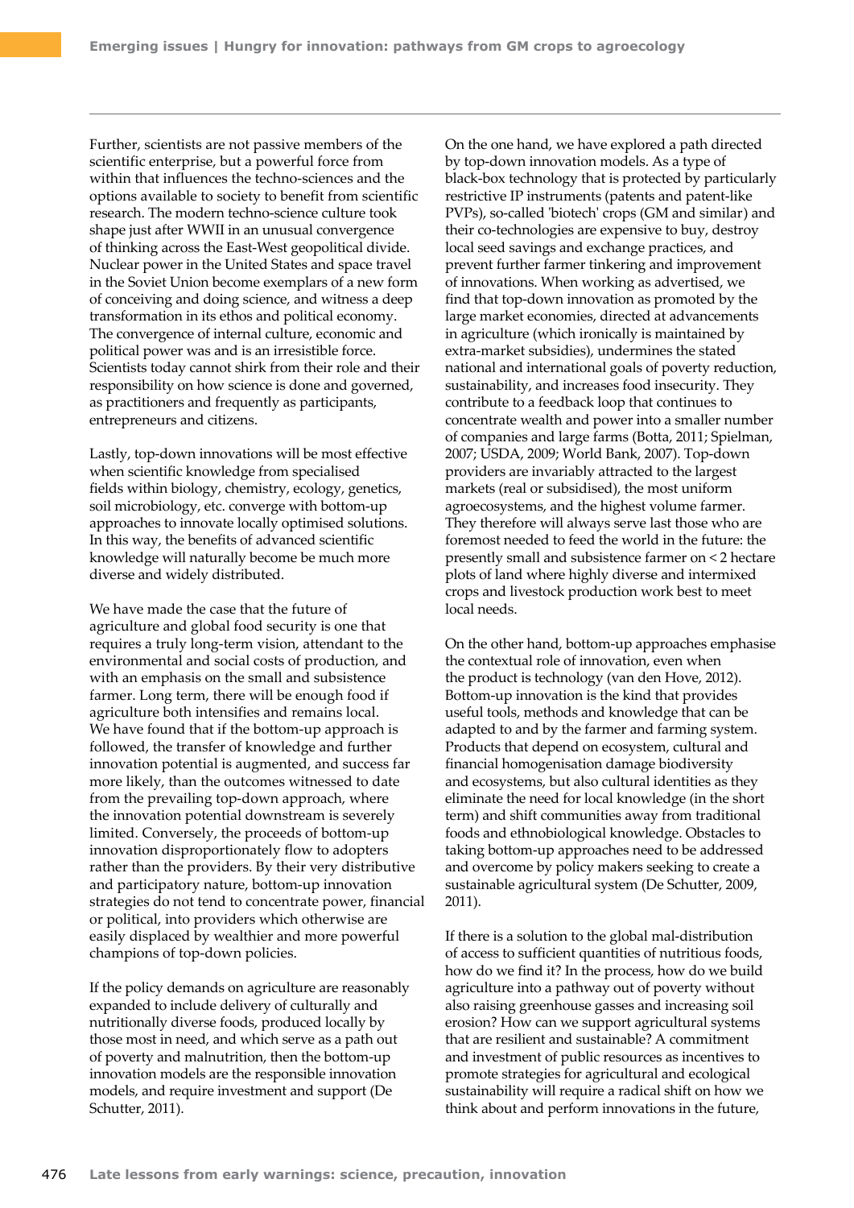Further, scientists are not passive members of the scientific enterprise, but a powerful force from within that influences the techno-sciences and the options available to society to benefit from scientific research. The modern techno-science culture took shape just after WWII in an unusual convergence of thinking across the East-West geopolitical divide. Nuclear power in the United States and space travel in the Soviet Union become exemplars of a new form of conceiving and doing science, and witness a deep transformation in its ethos and political economy. The convergence of internal culture, economic and political power was and is an irresistible force. Scientists today cannot shirk from their role and their responsibility on how science is done and governed, as practitioners and frequently as participants, entrepreneurs and citizens.

Lastly, top-down innovations will be most effective when scientific knowledge from specialised fields within biology, chemistry, ecology, genetics, soil microbiology, etc. converge with bottom-up approaches to innovate locally optimised solutions. In this way, the benefits of advanced scientific knowledge will naturally become be much more diverse and widely distributed.

We have made the case that the future of agriculture and global food security is one that requires a truly long-term vision, attendant to the environmental and social costs of production, and with an emphasis on the small and subsistence farmer. Long term, there will be enough food if agriculture both intensifies and remains local. We have found that if the bottom-up approach is followed, the transfer of knowledge and further innovation potential is augmented, and success far more likely, than the outcomes witnessed to date from the prevailing top-down approach, where the innovation potential downstream is severely limited. Conversely, the proceeds of bottom-up innovation disproportionately flow to adopters rather than the providers. By their very distributive and participatory nature, bottom-up innovation strategies do not tend to concentrate power, financial or political, into providers which otherwise are easily displaced by wealthier and more powerful champions of top-down policies.

If the policy demands on agriculture are reasonably expanded to include delivery of culturally and nutritionally diverse foods, produced locally by those most in need, and which serve as a path out of poverty and malnutrition, then the bottom-up innovation models are the responsible innovation models, and require investment and support (De Schutter, 2011).

On the one hand, we have explored a path directed by top-down innovation models. As a type of black-box technology that is protected by particularly restrictive IP instruments (patents and patent-like PVPs), so-called 'biotech' crops (GM and similar) and their co-technologies are expensive to buy, destroy local seed savings and exchange practices, and prevent further farmer tinkering and improvement of innovations. When working as advertised, we find that top-down innovation as promoted by the large market economies, directed at advancements in agriculture (which ironically is maintained by extra-market subsidies), undermines the stated national and international goals of poverty reduction, sustainability, and increases food insecurity. They contribute to a feedback loop that continues to concentrate wealth and power into a smaller number of companies and large farms (Botta, 2011; Spielman, 2007; USDA, 2009; World Bank, 2007). Top-down providers are invariably attracted to the largest markets (real or subsidised), the most uniform agroecosystems, and the highest volume farmer. They therefore will always serve last those who are foremost needed to feed the world in the future: the presently small and subsistence farmer on < 2 hectare plots of land where highly diverse and intermixed crops and livestock production work best to meet local needs.

On the other hand, bottom-up approaches emphasise the contextual role of innovation, even when the product is technology (van den Hove, 2012). Bottom-up innovation is the kind that provides useful tools, methods and knowledge that can be adapted to and by the farmer and farming system. Products that depend on ecosystem, cultural and financial homogenisation damage biodiversity and ecosystems, but also cultural identities as they eliminate the need for local knowledge (in the short term) and shift communities away from traditional foods and ethnobiological knowledge. Obstacles to taking bottom-up approaches need to be addressed and overcome by policy makers seeking to create a sustainable agricultural system (De Schutter, 2009, 2011).

If there is a solution to the global mal-distribution of access to sufficient quantities of nutritious foods, how do we find it? In the process, how do we build agriculture into a pathway out of poverty without also raising greenhouse gasses and increasing soil erosion? How can we support agricultural systems that are resilient and sustainable? A commitment and investment of public resources as incentives to promote strategies for agricultural and ecological sustainability will require a radical shift on how we think about and perform innovations in the future,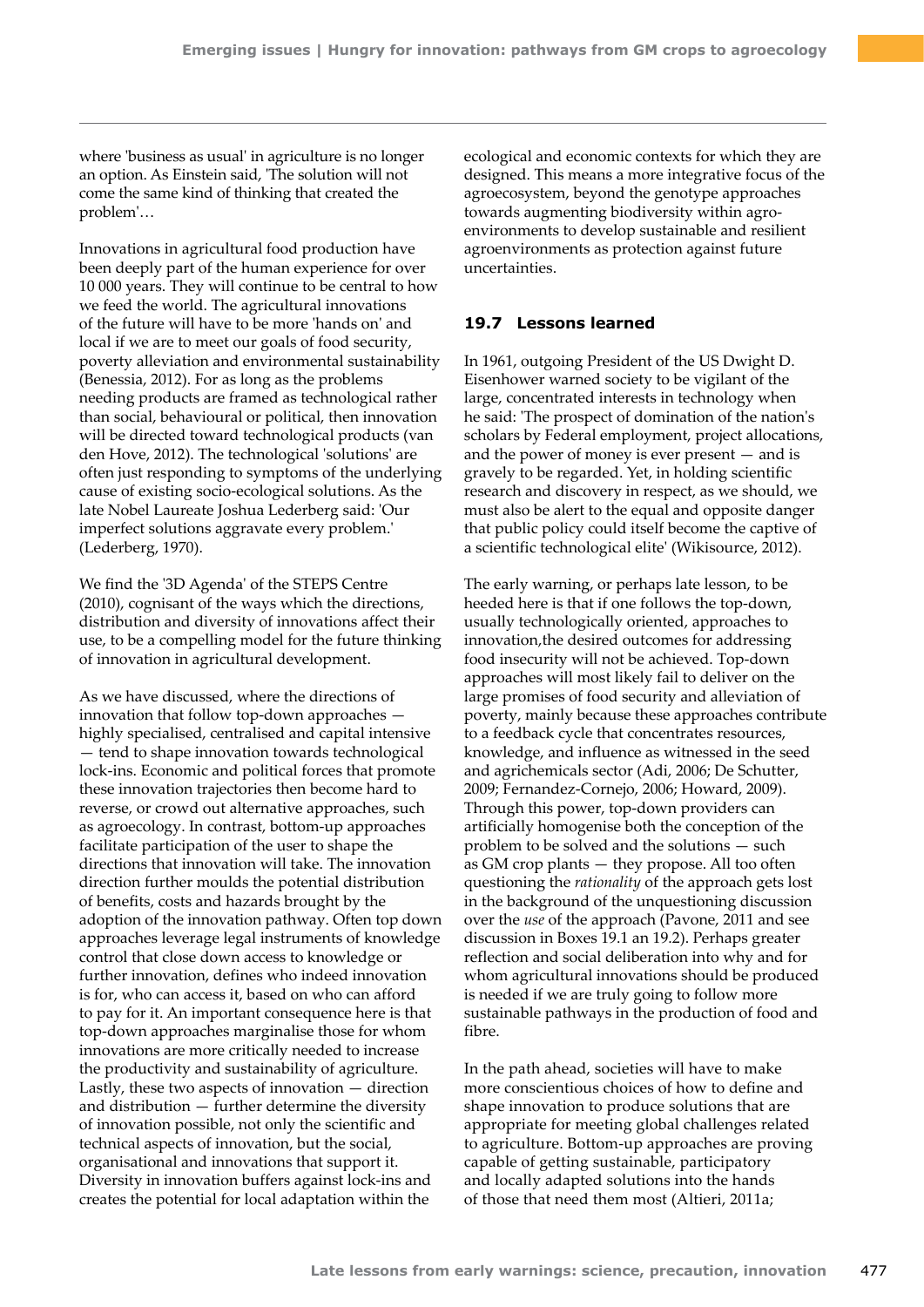where 'business as usual' in agriculture is no longer an option. As Einstein said, 'The solution will not come the same kind of thinking that created the problem'…

Innovations in agricultural food production have been deeply part of the human experience for over 10 000 years. They will continue to be central to how we feed the world. The agricultural innovations of the future will have to be more 'hands on' and local if we are to meet our goals of food security, poverty alleviation and environmental sustainability (Benessia, 2012). For as long as the problems needing products are framed as technological rather than social, behavioural or political, then innovation will be directed toward technological products (van den Hove, 2012). The technological 'solutions' are often just responding to symptoms of the underlying cause of existing socio-ecological solutions. As the late Nobel Laureate Joshua Lederberg said: 'Our imperfect solutions aggravate every problem.' (Lederberg, 1970).

We find the '3D Agenda' of the STEPS Centre (2010), cognisant of the ways which the directions, distribution and diversity of innovations affect their use, to be a compelling model for the future thinking of innovation in agricultural development.

As we have discussed, where the directions of innovation that follow top-down approaches — highly specialised, centralised and capital intensive — tend to shape innovation towards technological lock-ins. Economic and political forces that promote these innovation trajectories then become hard to reverse, or crowd out alternative approaches, such as agroecology. In contrast, bottom-up approaches facilitate participation of the user to shape the directions that innovation will take. The innovation direction further moulds the potential distribution of benefits, costs and hazards brought by the adoption of the innovation pathway. Often top down approaches leverage legal instruments of knowledge control that close down access to knowledge or further innovation, defines who indeed innovation is for, who can access it, based on who can afford to pay for it. An important consequence here is that top-down approaches marginalise those for whom innovations are more critically needed to increase the productivity and sustainability of agriculture. Lastly, these two aspects of innovation — direction and distribution — further determine the diversity of innovation possible, not only the scientific and technical aspects of innovation, but the social, organisational and innovations that support it. Diversity in innovation buffers against lock-ins and creates the potential for local adaptation within the ecological and economic contexts for which they are designed. This means a more integrative focus of the agroecosystem, beyond the genotype approaches towards augmenting biodiversity within agro-environments to develop sustainable and resilient agroenvironments as protection against future uncertainties.

## 19.7 Lessons learned

In 1961, outgoing President of the US Dwight D. Eisenhower warned society to be vigilant of the large, concentrated interests in technology when he said: 'The prospect of domination of the nation's scholars by Federal employment, project allocations, and the power of money is ever present — and is gravely to be regarded. Yet, in holding scientific research and discovery in respect, as we should, we must also be alert to the equal and opposite danger that public policy could itself become the captive of a scientific technological elite' (Wikisource, 2012).

The early warning, or perhaps late lesson, to be heeded here is that if one follows the top-down, usually technologically oriented, approaches to innovation,the desired outcomes for addressing food insecurity will not be achieved. Top-down approaches will most likely fail to deliver on the large promises of food security and alleviation of poverty, mainly because these approaches contribute to a feedback cycle that concentrates resources, knowledge, and influence as witnessed in the seed and agrichemicals sector (Adi, 2006; De Schutter, 2009; Fernandez-Cornejo, 2006; Howard, 2009). Through this power, top-down providers can artificially homogenise both the conception of the problem to be solved and the solutions — such as GM crop plants — they propose. All too often questioning the *rationality* of the approach gets lost in the background of the unquestioning discussion over the *use* of the approach (Pavone, 2011 and see discussion in Boxes 19.1 an 19.2). Perhaps greater reflection and social deliberation into why and for whom agricultural innovations should be produced is needed if we are truly going to follow more sustainable pathways in the production of food and fibre.

In the path ahead, societies will have to make more conscientious choices of how to define and shape innovation to produce solutions that are appropriate for meeting global challenges related to agriculture. Bottom-up approaches are proving capable of getting sustainable, participatory and locally adapted solutions into the hands of those that need them most (Altieri, 2011a;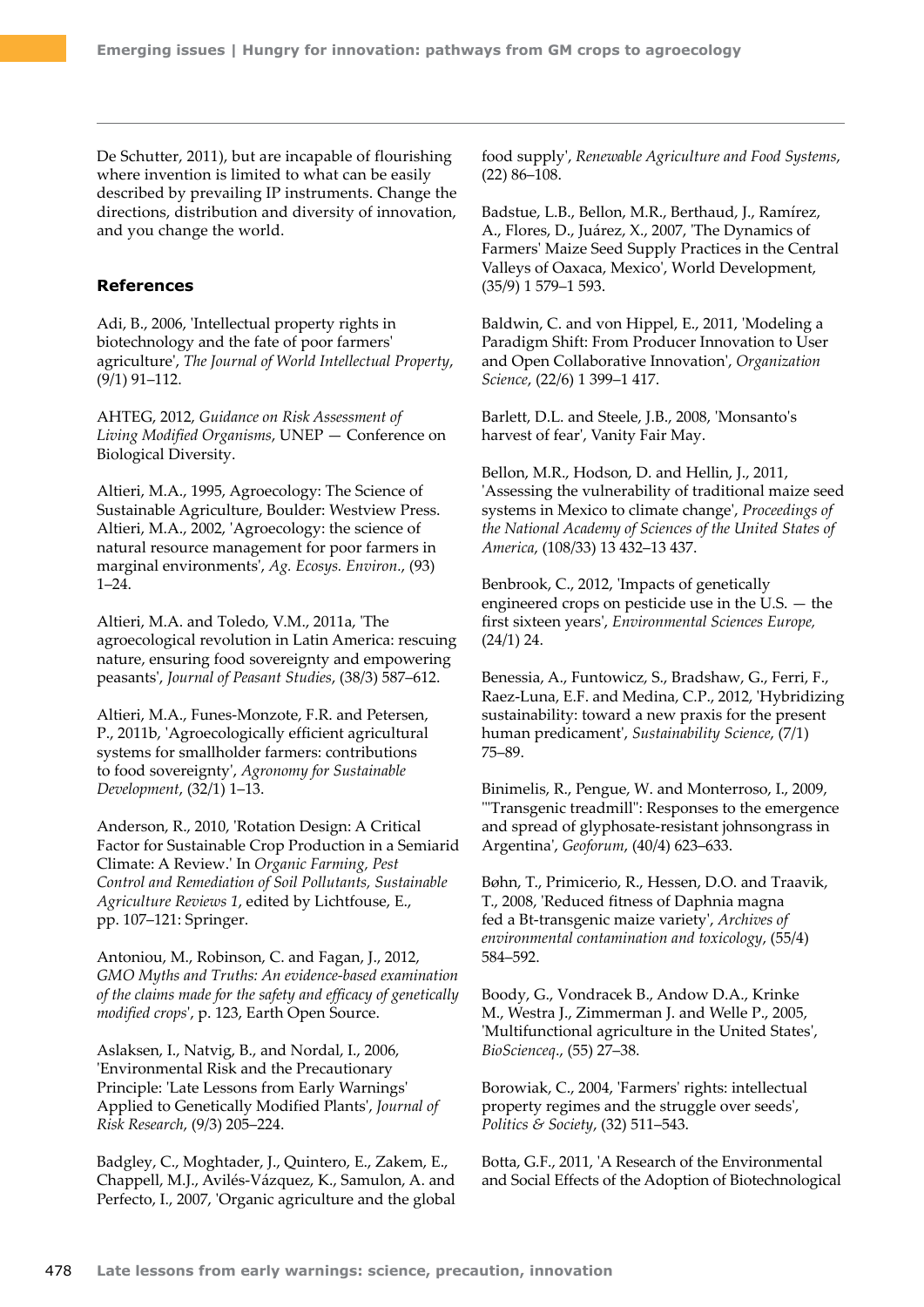De Schutter, 2011), but are incapable of flourishing where invention is limited to what can be easily described by prevailing IP instruments. Change the directions, distribution and diversity of innovation, and you change the world.

### References

Adi, B., 2006, 'Intellectual property rights in biotechnology and the fate of poor farmers' agriculture', *The Journal of World Intellectual Property*, (9/1) 91–112.

AHTEG, 2012, *Guidance on Risk Assessment of Living Modified Organisms*, UNEP — Conference on Biological Diversity.

Altieri, M.A., 1995, Agroecology: The Science of Sustainable Agriculture, Boulder: Westview Press. Altieri, M.A., 2002, 'Agroecology: the science of natural resource management for poor farmers in marginal environments', *Ag. Ecosys. Environ.*, (93) 1–24.

Altieri, M.A. and Toledo, V.M., 2011a, 'The agroecological revolution in Latin America: rescuing nature, ensuring food sovereignty and empowering peasants', *Journal of Peasant Studies*, (38/3) 587–612.

Altieri, M.A., Funes-Monzote, F.R. and Petersen, P., 2011b, 'Agroecologically efficient agricultural systems for smallholder farmers: contributions to food sovereignty', *Agronomy for Sustainable Development*, (32/1) 1–13.

Anderson, R., 2010, 'Rotation Design: A Critical Factor for Sustainable Crop Production in a Semiarid Climate: A Review.' In *Organic Farming, Pest Control and Remediation of Soil Pollutants, Sustainable Agriculture Reviews 1*, edited by Lichtfouse, E., pp. 107–121: Springer.

Antoniou, M., Robinson, C. and Fagan, J., 2012, *GMO Myths and Truths: An evidence-based examination of the claims made for the safety and efficacy of genetically modified crops*', p. 123, Earth Open Source.

Aslaksen, I., Natvig, B., and Nordal, I., 2006, 'Environmental Risk and the Precautionary Principle: 'Late Lessons from Early Warnings' Applied to Genetically Modified Plants', *Journal of Risk Research*, (9/3) 205–224.

Badgley, C., Moghtader, J., Quintero, E., Zakem, E., Chappell, M.J., Avilés-Vázquez, K., Samulon, A. and Perfecto, I., 2007, 'Organic agriculture and the global food supply', *Renewable Agriculture and Food Systems*, (22) 86–108.

Badstue, L.B., Bellon, M.R., Berthaud, J., Ramírez, A., Flores, D., Juárez, X., 2007, 'The Dynamics of Farmers' Maize Seed Supply Practices in the Central Valleys of Oaxaca, Mexico', World Development, (35/9) 1 579–1 593.

Baldwin, C. and von Hippel, E., 2011, 'Modeling a Paradigm Shift: From Producer Innovation to User and Open Collaborative Innovation', *Organization Science*, (22/6) 1 399–1 417.

Barlett, D.L. and Steele, J.B., 2008, 'Monsanto's harvest of fear', Vanity Fair May.

Bellon, M.R., Hodson, D. and Hellin, J., 2011, 'Assessing the vulnerability of traditional maize seed systems in Mexico to climate change', *Proceedings of the National Academy of Sciences of the United States of America*, (108/33) 13 432–13 437.

Benbrook, C., 2012, 'Impacts of genetically engineered crops on pesticide use in the U.S. — the first sixteen years', *Environmental Sciences Europe*, (24/1) 24.

Benessia, A., Funtowicz, S., Bradshaw, G., Ferri, F., Raez-Luna, E.F. and Medina, C.P., 2012, 'Hybridizing sustainability: toward a new praxis for the present human predicament', *Sustainability Science*, (7/1) 75–89.

Binimelis, R., Pengue, W. and Monterroso, I., 2009, '"Transgenic treadmill": Responses to the emergence and spread of glyphosate-resistant johnsongrass in Argentina', *Geoforum*, (40/4) 623–633.

Bøhn, T., Primicerio, R., Hessen, D.O. and Traavik, T., 2008, 'Reduced fitness of Daphnia magna fed a Bt-transgenic maize variety', *Archives of environmental contamination and toxicology*, (55/4) 584–592.

Boody, G., Vondracek B., Andow D.A., Krinke M., Westra J., Zimmerman J. and Welle P., 2005, 'Multifunctional agriculture in the United States', *BioScienceq.*, (55) 27–38.

Borowiak, C., 2004, 'Farmers' rights: intellectual property regimes and the struggle over seeds', *Politics & Society*, (32) 511–543.

Botta, G.F., 2011, 'A Research of the Environmental and Social Effects of the Adoption of Biotechnological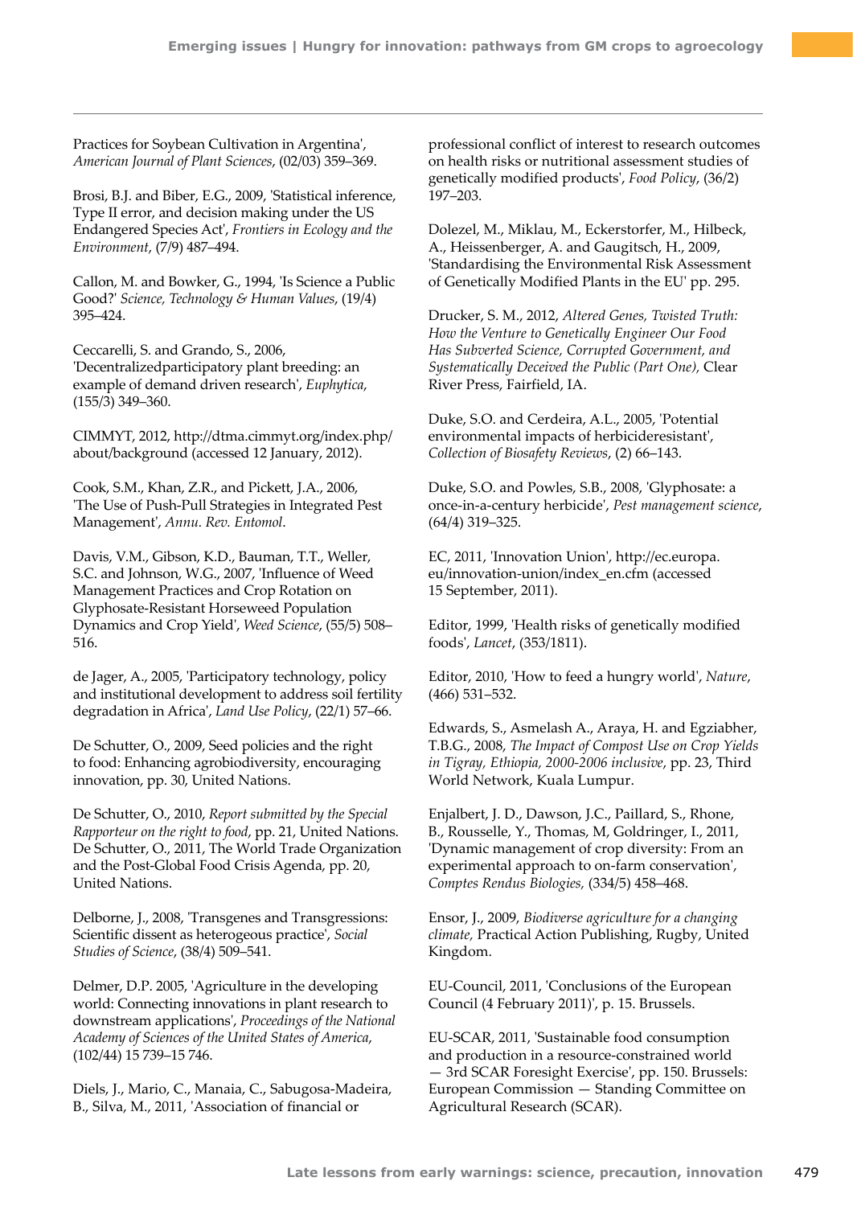Practices for Soybean Cultivation in Argentina', *American Journal of Plant Sciences*, (02/03) 359–369.

Brosi, B.J. and Biber, E.G., 2009, 'Statistical inference, Type II error, and decision making under the US Endangered Species Act', *Frontiers in Ecology and the Environment*, (7/9) 487–494.

Callon, M. and Bowker, G., 1994, 'Is Science a Public Good?' *Science, Technology & Human Values*, (19/4) 395–424.

Ceccarelli, S. and Grando, S., 2006, 'Decentralizedparticipatory plant breeding: an example of demand driven research', *Euphytica*, (155/3) 349–360.

CIMMYT, 2012, http://dtma.cimmyt.org/index.php/about/background (accessed 12 January, 2012).

Cook, S.M., Khan, Z.R., and Pickett, J.A., 2006, 'The Use of Push-Pull Strategies in Integrated Pest Management', *Annu. Rev. Entomol.*

Davis, V.M., Gibson, K.D., Bauman, T.T., Weller, S.C. and Johnson, W.G., 2007, 'Influence of Weed Management Practices and Crop Rotation on Glyphosate-Resistant Horseweed Population Dynamics and Crop Yield', *Weed Science*, (55/5) 508–516.

de Jager, A., 2005, 'Participatory technology, policy and institutional development to address soil fertility degradation in Africa', *Land Use Policy*, (22/1) 57–66.

De Schutter, O., 2009, Seed policies and the right to food: Enhancing agrobiodiversity, encouraging innovation, pp. 30, United Nations.

De Schutter, O., 2010, *Report submitted by the Special Rapporteur on the right to food*, pp. 21, United Nations. De Schutter, O., 2011, The World Trade Organization and the Post-Global Food Crisis Agenda, pp. 20, United Nations.

Delborne, J., 2008, 'Transgenes and Transgressions: Scientific dissent as heterogeous practice', *Social Studies of Science*, (38/4) 509–541.

Delmer, D.P. 2005, 'Agriculture in the developing world: Connecting innovations in plant research to downstream applications', *Proceedings of the National Academy of Sciences of the United States of America*, (102/44) 15 739–15 746.

Diels, J., Mario, C., Manaia, C., Sabugosa-Madeira, B., Silva, M., 2011, 'Association of financial or professional conflict of interest to research outcomes on health risks or nutritional assessment studies of genetically modified products', *Food Policy*, (36/2) 197–203.

Dolezel, M., Miklau, M., Eckerstorfer, M., Hilbeck, A., Heissenberger, A. and Gaugitsch, H., 2009, 'Standardising the Environmental Risk Assessment of Genetically Modified Plants in the EU' pp. 295.

Drucker, S. M., 2012, *Altered Genes, Twisted Truth: How the Venture to Genetically Engineer Our Food Has Subverted Science, Corrupted Government, and Systematically Deceived the Public (Part One),* Clear River Press, Fairfield, IA.

Duke, S.O. and Cerdeira, A.L., 2005, 'Potential environmental impacts of herbicideresistant', *Collection of Biosafety Reviews*, (2) 66–143.

Duke, S.O. and Powles, S.B., 2008, 'Glyphosate: a once-in-a-century herbicide', *Pest management science*, (64/4) 319–325.

EC, 2011, 'Innovation Union', http://ec.europa.eu/innovation-union/index_en.cfm (accessed 15 September, 2011).

Editor, 1999, 'Health risks of genetically modified foods', *Lancet*, (353/1811).

Editor, 2010, 'How to feed a hungry world', *Nature*, (466) 531–532.

Edwards, S., Asmelash A., Araya, H. and Egziabher, T.B.G., 2008, *The Impact of Compost Use on Crop Yields in Tigray, Ethiopia, 2000-2006 inclusive*, pp. 23, Third World Network, Kuala Lumpur.

Enjalbert, J. D., Dawson, J.C., Paillard, S., Rhone, B., Rousselle, Y., Thomas, M, Goldringer, I., 2011, 'Dynamic management of crop diversity: From an experimental approach to on-farm conservation', *Comptes Rendus Biologies,* (334/5) 458–468.

Ensor, J., 2009, *Biodiverse agriculture for a changing climate,* Practical Action Publishing, Rugby, United Kingdom.

EU-Council, 2011, 'Conclusions of the European Council (4 February 2011)', p. 15. Brussels.

EU-SCAR, 2011, 'Sustainable food consumption and production in a resource-constrained world — 3rd SCAR Foresight Exercise', pp. 150. Brussels: European Commission — Standing Committee on Agricultural Research (SCAR).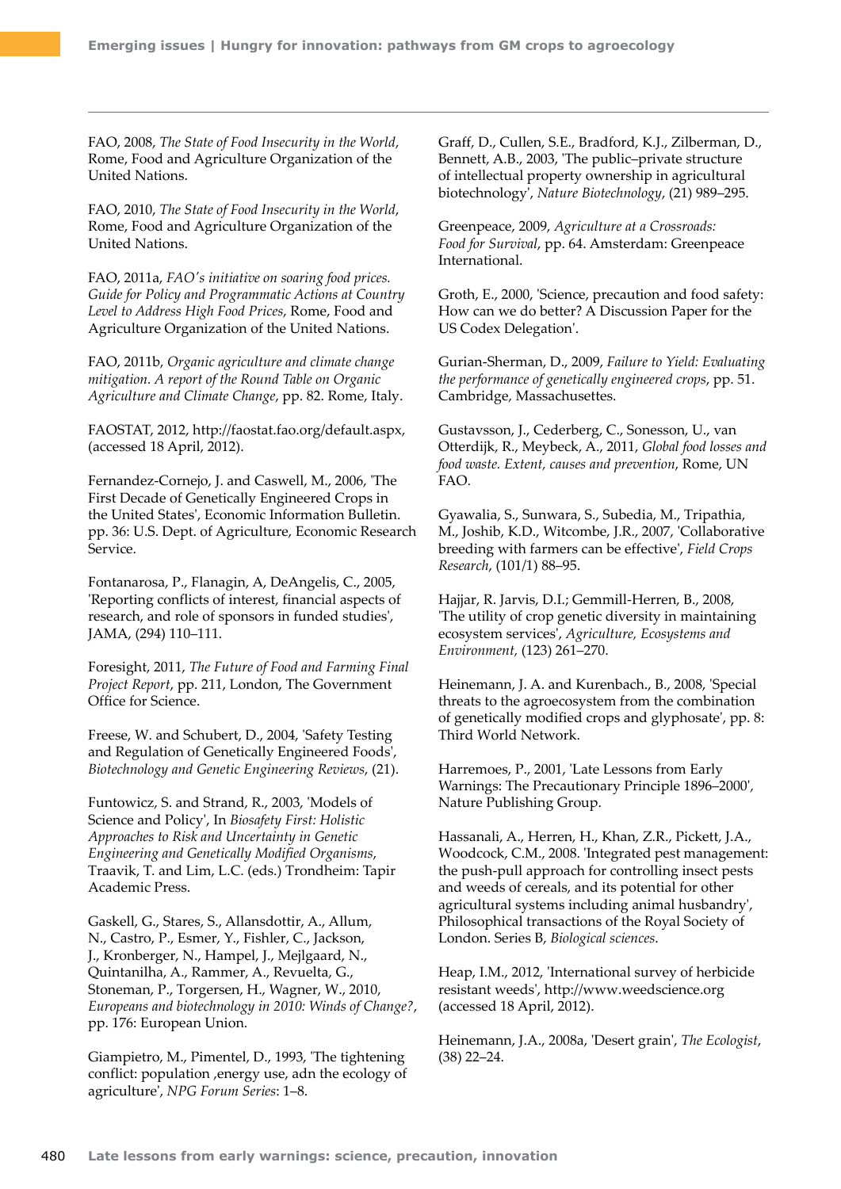FAO, 2008, *The State of Food Insecurity in the World*, Rome, Food and Agriculture Organization of the United Nations.

FAO, 2010, *The State of Food Insecurity in the World*, Rome, Food and Agriculture Organization of the United Nations.

FAO, 2011a, *FAO's initiative on soaring food prices. Guide for Policy and Programmatic Actions at Country Level to Address High Food Prices*, Rome, Food and Agriculture Organization of the United Nations.

FAO, 2011b, *Organic agriculture and climate change mitigation. A report of the Round Table on Organic Agriculture and Climate Change*, pp. 82. Rome, Italy.

FAOSTAT, 2012, http://faostat.fao.org/default.aspx, (accessed 18 April, 2012).

Fernandez-Cornejo, J. and Caswell, M., 2006, 'The First Decade of Genetically Engineered Crops in the United States', Economic Information Bulletin. pp. 36: U.S. Dept. of Agriculture, Economic Research Service.

Fontanarosa, P., Flanagin, A, DeAngelis, C., 2005, 'Reporting conflicts of interest, financial aspects of research, and role of sponsors in funded studies', JAMA, (294) 110–111.

Foresight, 2011, *The Future of Food and Farming Final Project Report*, pp. 211, London, The Government Office for Science.

Freese, W. and Schubert, D., 2004, 'Safety Testing and Regulation of Genetically Engineered Foods', *Biotechnology and Genetic Engineering Reviews*, (21).

Funtowicz, S. and Strand, R., 2003, 'Models of Science and Policy', In *Biosafety First: Holistic Approaches to Risk and Uncertainty in Genetic Engineering and Genetically Modified Organisms*, Traavik, T. and Lim, L.C. (eds.) Trondheim: Tapir Academic Press.

Gaskell, G., Stares, S., Allansdottir, A., Allum, N., Castro, P., Esmer, Y., Fishler, C., Jackson, J., Kronberger, N., Hampel, J., Mejlgaard, N., Quintanilha, A., Rammer, A., Revuelta, G., Stoneman, P., Torgersen, H., Wagner, W., 2010, *Europeans and biotechnology in 2010: Winds of Change?*, pp. 176: European Union.

Giampietro, M., Pimentel, D., 1993, 'The tightening conflict: population ,energy use, adn the ecology of agriculture', *NPG Forum Series*: 1–8.

Graff, D., Cullen, S.E., Bradford, K.J., Zilberman, D., Bennett, A.B., 2003, 'The public–private structure of intellectual property ownership in agricultural biotechnology', *Nature Biotechnology*, (21) 989–295.

Greenpeace, 2009, *Agriculture at a Crossroads: Food for Survival*, pp. 64. Amsterdam: Greenpeace International.

Groth, E., 2000, 'Science, precaution and food safety: How can we do better? A Discussion Paper for the US Codex Delegation'.

Gurian-Sherman, D., 2009, *Failure to Yield: Evaluating the performance of genetically engineered crops*, pp. 51. Cambridge, Massachusettes.

Gustavsson, J., Cederberg, C., Sonesson, U., van Otterdijk, R., Meybeck, A., 2011, *Global food losses and food waste. Extent, causes and prevention*, Rome, UN FAO.

Gyawalia, S., Sunwara, S., Subedia, M., Tripathia, M., Joshib, K.D., Witcombe, J.R., 2007, 'Collaborative breeding with farmers can be effective', *Field Crops Research*, (101/1) 88–95.

Hajjar, R. Jarvis, D.I.; Gemmill-Herren, B., 2008, 'The utility of crop genetic diversity in maintaining ecosystem services', *Agriculture, Ecosystems and Environment,* (123) 261–270.

Heinemann, J. A. and Kurenbach., B., 2008, 'Special threats to the agroecosystem from the combination of genetically modified crops and glyphosate', pp. 8: Third World Network.

Harremoes, P., 2001, 'Late Lessons from Early Warnings: The Precautionary Principle 1896–2000', Nature Publishing Group.

Hassanali, A., Herren, H., Khan, Z.R., Pickett, J.A., Woodcock, C.M., 2008. 'Integrated pest management: the push-pull approach for controlling insect pests and weeds of cereals, and its potential for other agricultural systems including animal husbandry', Philosophical transactions of the Royal Society of London. Series B, *Biological sciences*.

Heap, I.M., 2012, 'International survey of herbicide resistant weeds', http://www.weedscience.org (accessed 18 April, 2012).

Heinemann, J.A., 2008a, 'Desert grain', *The Ecologist*, (38) 22–24.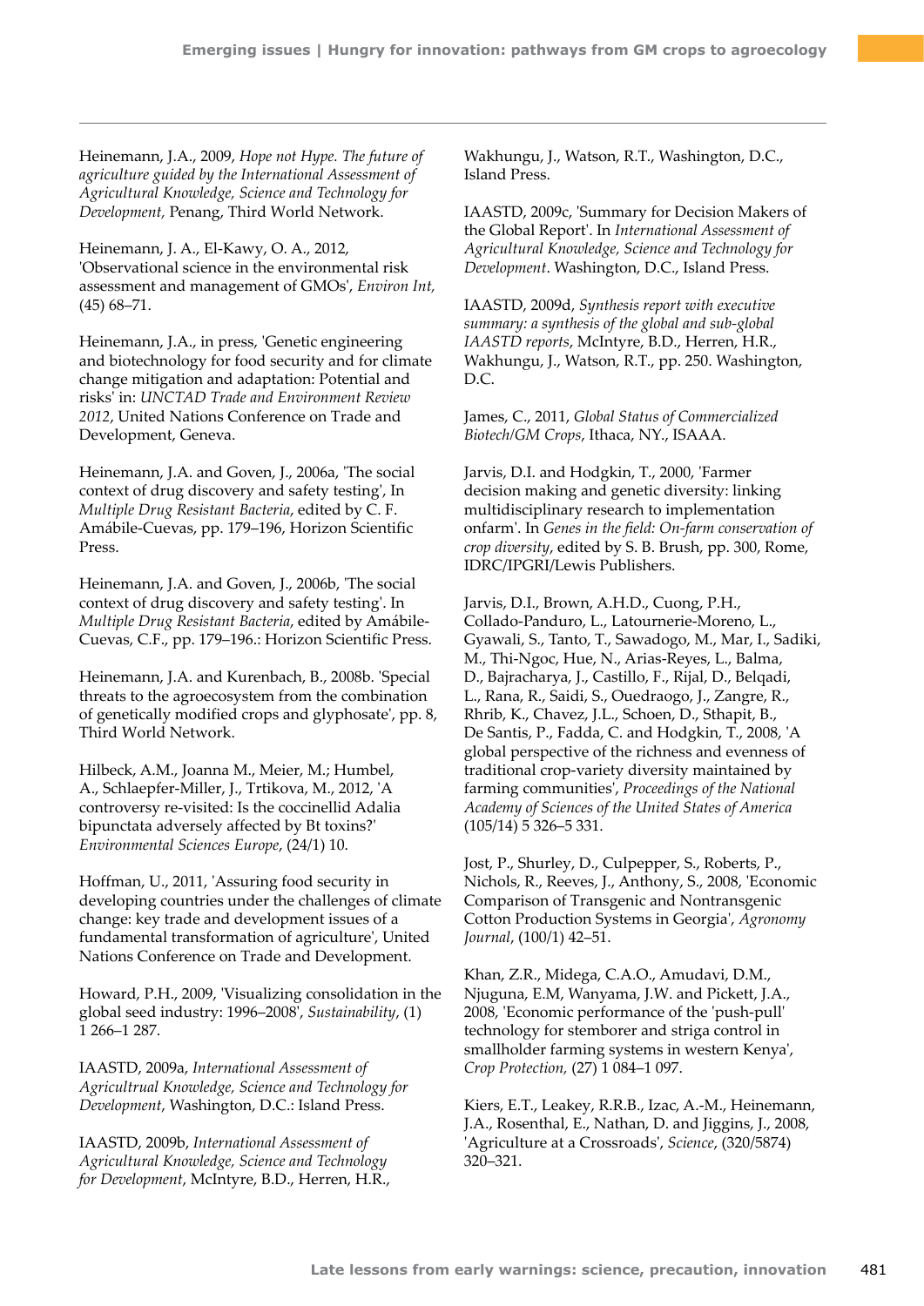Heinemann, J.A., 2009, *Hope not Hype. The future of agriculture guided by the International Assessment of Agricultural Knowledge, Science and Technology for Development,* Penang, Third World Network.

Heinemann, J. A., El-Kawy, O. A., 2012, 'Observational science in the environmental risk assessment and management of GMOs', *Environ Int,* (45) 68–71.

Heinemann, J.A., in press, 'Genetic engineering and biotechnology for food security and for climate change mitigation and adaptation: Potential and risks' in: *UNCTAD Trade and Environment Review 2012*, United Nations Conference on Trade and Development, Geneva.

Heinemann, J.A. and Goven, J., 2006a, 'The social context of drug discovery and safety testing', In *Multiple Drug Resistant Bacteria*, edited by C. F. Amábile-Cuevas, pp. 179–196, Horizon Scientific Press.

Heinemann, J.A. and Goven, J., 2006b, 'The social context of drug discovery and safety testing'. In *Multiple Drug Resistant Bacteria*, edited by Amábile-Cuevas, C.F., pp. 179–196.: Horizon Scientific Press.

Heinemann, J.A. and Kurenbach, B., 2008b. 'Special threats to the agroecosystem from the combination of genetically modified crops and glyphosate', pp. 8, Third World Network.

Hilbeck, A.M., Joanna M., Meier, M.; Humbel, A., Schlaepfer-Miller, J., Trtikova, M., 2012, 'A controversy re-visited: Is the coccinellid Adalia bipunctata adversely affected by Bt toxins?' *Environmental Sciences Europe*, (24/1) 10.

Hoffman, U., 2011, 'Assuring food security in developing countries under the challenges of climate change: key trade and development issues of a fundamental transformation of agriculture', United Nations Conference on Trade and Development.

Howard, P.H., 2009, 'Visualizing consolidation in the global seed industry: 1996–2008', *Sustainability*, (1) 1 266–1 287.

IAASTD, 2009a, *International Assessment of Agricultrual Knowledge, Science and Technology for Development*, Washington, D.C.: Island Press.

IAASTD, 2009b, *International Assessment of Agricultural Knowledge, Science and Technology for Development*, McIntyre, B.D., Herren, H.R., Wakhungu, J., Watson, R.T., Washington, D.C., Island Press.

IAASTD, 2009c, 'Summary for Decision Makers of the Global Report'. In *International Assessment of Agricultural Knowledge, Science and Technology for Development*. Washington, D.C., Island Press.

IAASTD, 2009d, *Synthesis report with executive summary: a synthesis of the global and sub-global IAASTD reports*, McIntyre, B.D., Herren, H.R., Wakhungu, J., Watson, R.T., pp. 250. Washington, D.C.

James, C., 2011, *Global Status of Commercialized Biotech/GM Crops*, Ithaca, NY., ISAAA.

Jarvis, D.I. and Hodgkin, T., 2000, 'Farmer decision making and genetic diversity: linking multidisciplinary research to implementation onfarm'. In *Genes in the field: On-farm conservation of crop diversity*, edited by S. B. Brush, pp. 300, Rome, IDRC/IPGRI/Lewis Publishers.

Jarvis, D.I., Brown, A.H.D., Cuong, P.H., Collado-Panduro, L., Latournerie-Moreno, L., Gyawali, S., Tanto, T., Sawadogo, M., Mar, I., Sadiki, M., Thi-Ngoc, Hue, N., Arias-Reyes, L., Balma, D., Bajracharya, J., Castillo, F., Rijal, D., Belqadi, L., Rana, R., Saidi, S., Ouedraogo, J., Zangre, R., Rhrib, K., Chavez, J.L., Schoen, D., Sthapit, B., De Santis, P., Fadda, C. and Hodgkin, T., 2008, 'A global perspective of the richness and evenness of traditional crop-variety diversity maintained by farming communities', *Proceedings of the National Academy of Sciences of the United States of America* (105/14) 5 326–5 331.

Jost, P., Shurley, D., Culpepper, S., Roberts, P., Nichols, R., Reeves, J., Anthony, S., 2008, 'Economic Comparison of Transgenic and Nontransgenic Cotton Production Systems in Georgia', *Agronomy Journal*, (100/1) 42–51.

Khan, Z.R., Midega, C.A.O., Amudavi, D.M., Njuguna, E.M, Wanyama, J.W. and Pickett, J.A., 2008, 'Economic performance of the 'push-pull' technology for stemborer and striga control in smallholder farming systems in western Kenya', *Crop Protection,* (27) 1 084–1 097.

Kiers, E.T., Leakey, R.R.B., Izac, A.-M., Heinemann, J.A., Rosenthal, E., Nathan, D. and Jiggins, J., 2008, 'Agriculture at a Crossroads', *Science*, (320/5874) 320–321.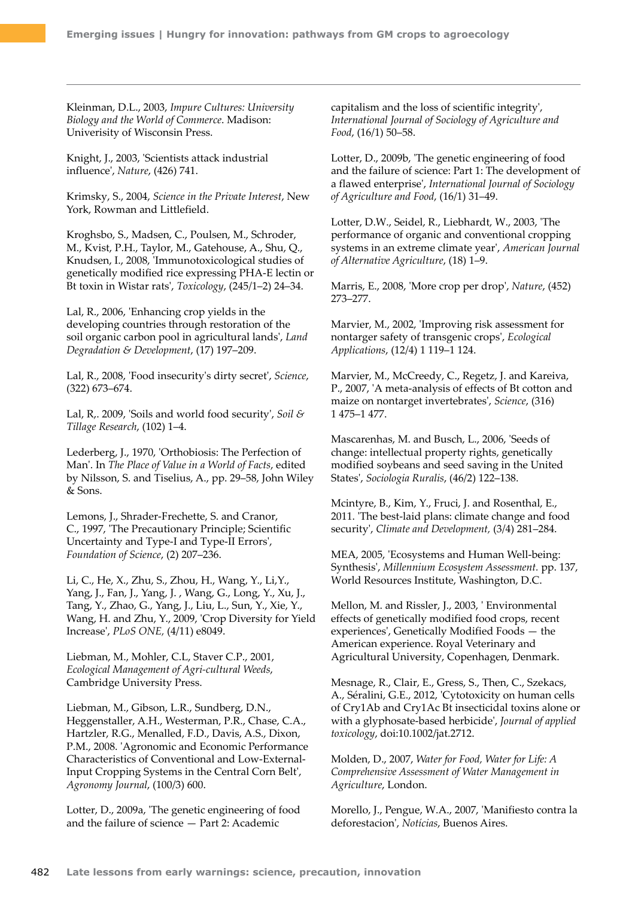Kleinman, D.L., 2003, *Impure Cultures: University Biology and the World of Commerce*. Madison: Univerisity of Wisconsin Press.

Knight, J., 2003, 'Scientists attack industrial influence', *Nature*, (426) 741.

Krimsky, S., 2004, *Science in the Private Interest*, New York, Rowman and Littlefield.

Kroghsbo, S., Madsen, C., Poulsen, M., Schroder, M., Kvist, P.H., Taylor, M., Gatehouse, A., Shu, Q., Knudsen, I., 2008, 'Immunotoxicological studies of genetically modified rice expressing PHA-E lectin or Bt toxin in Wistar rats', *Toxicology*, (245/1–2) 24–34.

Lal, R., 2006, 'Enhancing crop yields in the developing countries through restoration of the soil organic carbon pool in agricultural lands', *Land Degradation & Development*, (17) 197–209.

Lal, R., 2008, 'Food insecurity's dirty secret', *Science*, (322) 673–674.

Lal, R,. 2009, 'Soils and world food security', *Soil & Tillage Research*, (102) 1–4.

Lederberg, J., 1970, 'Orthobiosis: The Perfection of Man'. In *The Place of Value in a World of Facts*, edited by Nilsson, S. and Tiselius, A., pp. 29–58, John Wiley & Sons.

Lemons, J., Shrader-Frechette, S. and Cranor, C., 1997, 'The Precautionary Principle; Scientific Uncertainty and Type-I and Type-II Errors', *Foundation of Science*, (2) 207–236.

Li, C., He, X., Zhu, S., Zhou, H., Wang, Y., Li,Y., Yang, J., Fan, J., Yang, J. , Wang, G., Long, Y., Xu, J., Tang, Y., Zhao, G., Yang, J., Liu, L., Sun, Y., Xie, Y., Wang, H. and Zhu, Y., 2009, 'Crop Diversity for Yield Increase', *PLoS ONE*, (4/11) e8049.

Liebman, M., Mohler, C.L, Staver C.P., 2001, *Ecological Management of Agri-cultural Weeds*, Cambridge University Press.

Liebman, M., Gibson, L.R., Sundberg, D.N., Heggenstaller, A.H., Westerman, P.R., Chase, C.A., Hartzler, R.G., Menalled, F.D., Davis, A.S., Dixon, P.M., 2008. 'Agronomic and Economic Performance Characteristics of Conventional and Low-External-Input Cropping Systems in the Central Corn Belt', *Agronomy Journal*, (100/3) 600.

Lotter, D., 2009a, 'The genetic engineering of food and the failure of science — Part 2: Academic capitalism and the loss of scientific integrity', *International Journal of Sociology of Agriculture and Food*, (16/1) 50–58.

Lotter, D., 2009b, 'The genetic engineering of food and the failure of science: Part 1: The development of a flawed enterprise', *International Journal of Sociology of Agriculture and Food*, (16/1) 31–49.

Lotter, D.W., Seidel, R., Liebhardt, W., 2003, 'The performance of organic and conventional cropping systems in an extreme climate year', *American Journal of Alternative Agriculture*, (18) 1–9.

Marris, E., 2008, 'More crop per drop', *Nature*, (452) 273–277.

Marvier, M., 2002, 'Improving risk assessment for nontarger safety of transgenic crops', *Ecological Applications*, (12/4) 1 119–1 124.

Marvier, M., McCreedy, C., Regetz, J. and Kareiva, P., 2007, 'A meta-analysis of effects of Bt cotton and maize on nontarget invertebrates', *Science*, (316) 1 475–1 477.

Mascarenhas, M. and Busch, L., 2006, 'Seeds of change: intellectual property rights, genetically modified soybeans and seed saving in the United States', *Sociologia Ruralis*, (46/2) 122–138.

Mcintyre, B., Kim, Y., Fruci, J. and Rosenthal, E., 2011. 'The best-laid plans: climate change and food security', *Climate and Development*, (3/4) 281–284.

MEA, 2005, 'Ecosystems and Human Well-being: Synthesis', *Millennium Ecosystem Assessment*. pp. 137, World Resources Institute, Washington, D.C.

Mellon, M. and Rissler, J., 2003, ' Environmental effects of genetically modified food crops, recent experiences', Genetically Modified Foods — the American experience. Royal Veterinary and Agricultural University, Copenhagen, Denmark.

Mesnage, R., Clair, E., Gress, S., Then, C., Szekacs, A., Séralini, G.E., 2012, 'Cytotoxicity on human cells of Cry1Ab and Cry1Ac Bt insecticidal toxins alone or with a glyphosate-based herbicide', *Journal of applied toxicology*, doi:10.1002/jat.2712.

Molden, D., 2007, *Water for Food, Water for Life: A Comprehensive Assessment of Water Management in Agriculture*, London.

Morello, J., Pengue, W.A., 2007, 'Manifiesto contra la deforestacion', *Notícias*, Buenos Aires.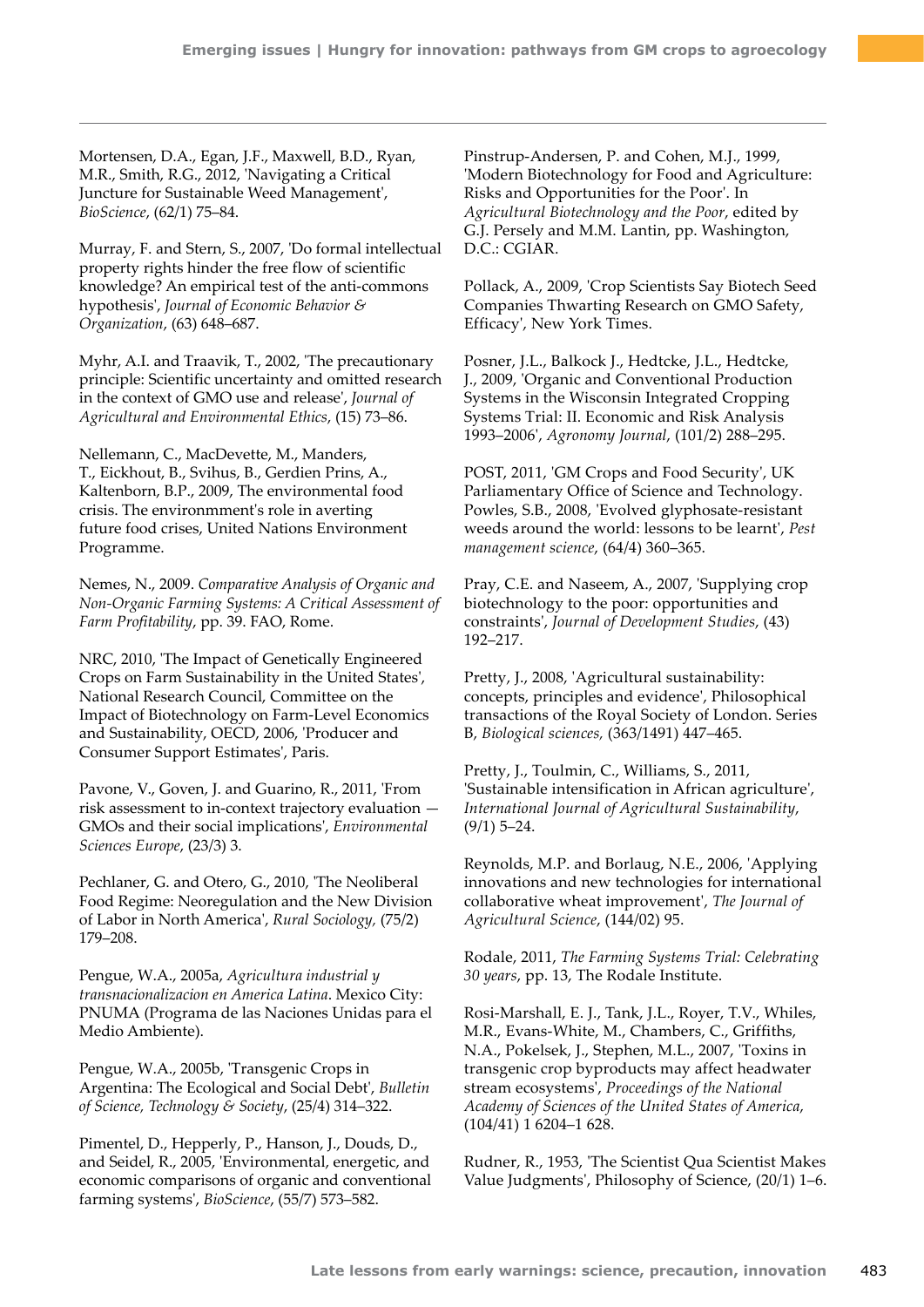Mortensen, D.A., Egan, J.F., Maxwell, B.D., Ryan, M.R., Smith, R.G., 2012, 'Navigating a Critical Juncture for Sustainable Weed Management', *BioScience*, (62/1) 75–84.

Murray, F. and Stern, S., 2007, 'Do formal intellectual property rights hinder the free flow of scientific knowledge? An empirical test of the anti-commons hypothesis', *Journal of Economic Behavior & Organization*, (63) 648–687.

Myhr, A.I. and Traavik, T., 2002, 'The precautionary principle: Scientific uncertainty and omitted research in the context of GMO use and release', *Journal of Agricultural and Environmental Ethics*, (15) 73–86.

Nellemann, C., MacDevette, M., Manders, T., Eickhout, B., Svihus, B., Gerdien Prins, A., Kaltenborn, B.P., 2009, The environmental food crisis. The environmment's role in averting future food crises, United Nations Environment Programme.

Nemes, N., 2009. *Comparative Analysis of Organic and Non-Organic Farming Systems: A Critical Assessment of Farm Profitability*, pp. 39. FAO, Rome.

NRC, 2010, 'The Impact of Genetically Engineered Crops on Farm Sustainability in the United States', National Research Council, Committee on the Impact of Biotechnology on Farm-Level Economics and Sustainability, OECD, 2006, 'Producer and Consumer Support Estimates', Paris.

Pavone, V., Goven, J. and Guarino, R., 2011, 'From risk assessment to in-context trajectory evaluation — GMOs and their social implications', *Environmental Sciences Europe*, (23/3) 3.

Pechlaner, G. and Otero, G., 2010, 'The Neoliberal Food Regime: Neoregulation and the New Division of Labor in North America', *Rural Sociology*, (75/2) 179–208.

Pengue, W.A., 2005a, *Agricultura industrial y transnacionalizacion en America Latina*. Mexico City: PNUMA (Programa de las Naciones Unidas para el Medio Ambiente).

Pengue, W.A., 2005b, 'Transgenic Crops in Argentina: The Ecological and Social Debt', *Bulletin of Science, Technology & Society*, (25/4) 314–322.

Pimentel, D., Hepperly, P., Hanson, J., Douds, D., and Seidel, R., 2005, 'Environmental, energetic, and economic comparisons of organic and conventional farming systems', *BioScience*, (55/7) 573–582.

Pinstrup-Andersen, P. and Cohen, M.J., 1999, 'Modern Biotechnology for Food and Agriculture: Risks and Opportunities for the Poor'. In *Agricultural Biotechnology and the Poor*, edited by G.J. Persely and M.M. Lantin, pp. Washington, D.C.: CGIAR.

Pollack, A., 2009, 'Crop Scientists Say Biotech Seed Companies Thwarting Research on GMO Safety, Efficacy', New York Times.

Posner, J.L., Balkock J., Hedtcke, J.L., Hedtcke, J., 2009, 'Organic and Conventional Production Systems in the Wisconsin Integrated Cropping Systems Trial: II. Economic and Risk Analysis 1993–2006', *Agronomy Journal*, (101/2) 288–295.

POST, 2011, 'GM Crops and Food Security', UK Parliamentary Office of Science and Technology.

Powles, S.B., 2008, 'Evolved glyphosate-resistant weeds around the world: lessons to be learnt', *Pest management science*, (64/4) 360–365.

Pray, C.E. and Naseem, A., 2007, 'Supplying crop biotechnology to the poor: opportunities and constraints', *Journal of Development Studies*, (43) 192–217.

Pretty, J., 2008, 'Agricultural sustainability: concepts, principles and evidence', Philosophical transactions of the Royal Society of London. Series B, *Biological sciences,* (363/1491) 447–465.

Pretty, J., Toulmin, C., Williams, S., 2011, 'Sustainable intensification in African agriculture', *International Journal of Agricultural Sustainability*, (9/1) 5–24.

Reynolds, M.P. and Borlaug, N.E., 2006, 'Applying innovations and new technologies for international collaborative wheat improvement', *The Journal of Agricultural Science*, (144/02) 95.

Rodale, 2011, *The Farming Systems Trial: Celebrating 30 years*, pp. 13, The Rodale Institute.

Rosi-Marshall, E. J., Tank, J.L., Royer, T.V., Whiles, M.R., Evans-White, M., Chambers, C., Griffiths, N.A., Pokelsek, J., Stephen, M.L., 2007, 'Toxins in transgenic crop byproducts may affect headwater stream ecosystems', *Proceedings of the National Academy of Sciences of the United States of America*, (104/41) 1 6204–1 628.

Rudner, R., 1953, 'The Scientist Qua Scientist Makes Value Judgments', Philosophy of Science, (20/1) 1–6.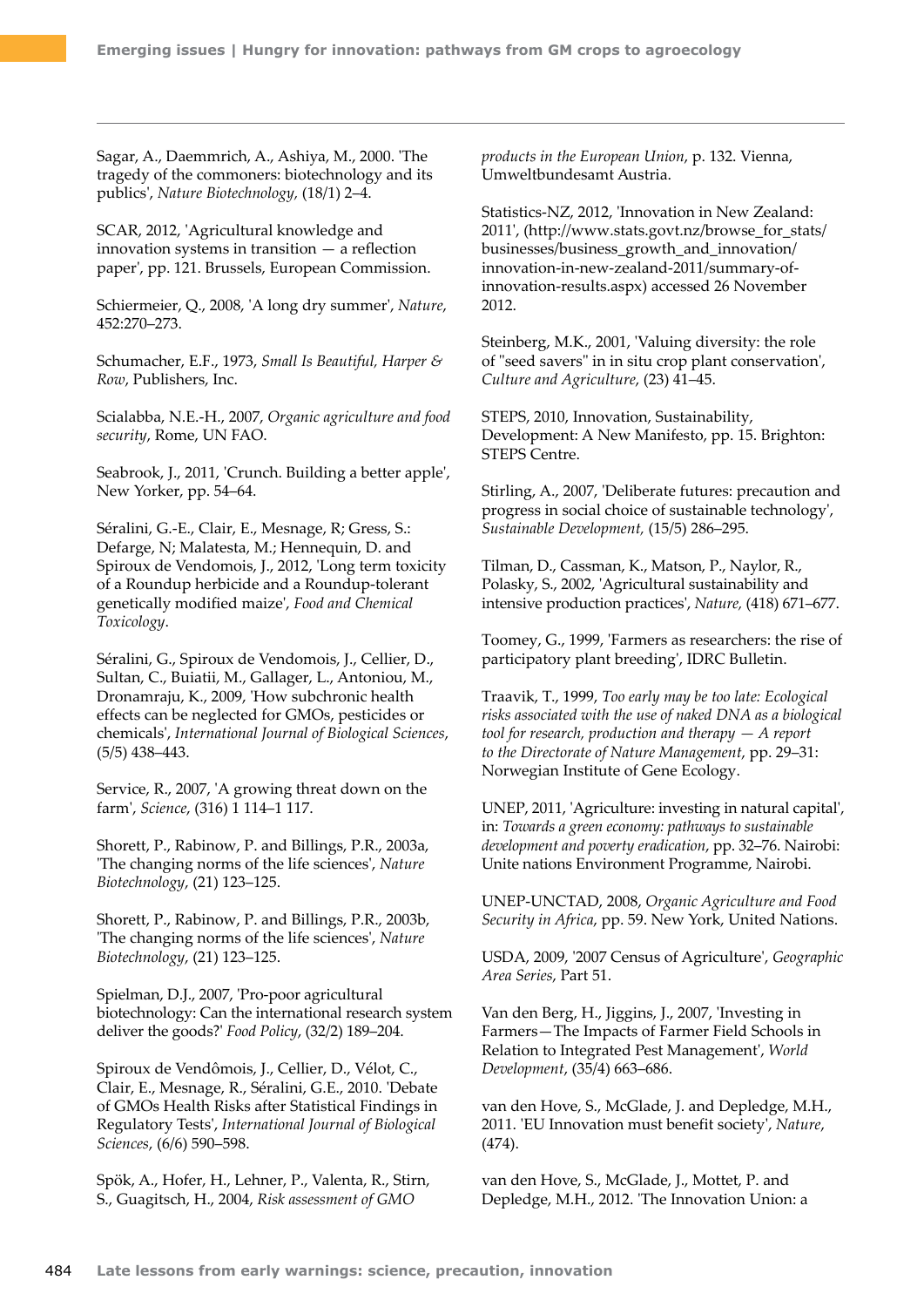Sagar, A., Daemmrich, A., Ashiya, M., 2000. 'The tragedy of the commoners: biotechnology and its publics', *Nature Biotechnology*, (18/1) 2–4.

SCAR, 2012, 'Agricultural knowledge and innovation systems in transition — a reflection paper', pp. 121. Brussels, European Commission.

Schiermeier, Q., 2008, 'A long dry summer', *Nature*, 452:270–273.

Schumacher, E.F., 1973, *Small Is Beautiful, Harper & Row*, Publishers, Inc.

Scialabba, N.E.-H., 2007, *Organic agriculture and food security*, Rome, UN FAO.

Seabrook, J., 2011, 'Crunch. Building a better apple', New Yorker, pp. 54–64.

Séralini, G.-E., Clair, E., Mesnage, R; Gress, S.: Defarge, N; Malatesta, M.; Hennequin, D. and Spiroux de Vendomois, J., 2012, 'Long term toxicity of a Roundup herbicide and a Roundup-tolerant genetically modified maize', *Food and Chemical Toxicology*.

Séralini, G., Spiroux de Vendomois, J., Cellier, D., Sultan, C., Buiatii, M., Gallager, L., Antoniou, M., Dronamraju, K., 2009, 'How subchronic health effects can be neglected for GMOs, pesticides or chemicals', *International Journal of Biological Sciences*, (5/5) 438–443.

Service, R., 2007, 'A growing threat down on the farm', *Science*, (316) 1 114–1 117.

Shorett, P., Rabinow, P. and Billings, P.R., 2003a, 'The changing norms of the life sciences', *Nature Biotechnology*, (21) 123–125.

Shorett, P., Rabinow, P. and Billings, P.R., 2003b, 'The changing norms of the life sciences', *Nature Biotechnology*, (21) 123–125.

Spielman, D.J., 2007, 'Pro-poor agricultural biotechnology: Can the international research system deliver the goods?' *Food Policy*, (32/2) 189–204.

Spiroux de Vendômois, J., Cellier, D., Vélot, C., Clair, E., Mesnage, R., Séralini, G.E., 2010. 'Debate of GMOs Health Risks after Statistical Findings in Regulatory Tests', *International Journal of Biological Sciences*, (6/6) 590–598.

Spök, A., Hofer, H., Lehner, P., Valenta, R., Stirn, S., Guagitsch, H., 2004, *Risk assessment of GMO products in the European Union*, p. 132. Vienna, Umweltbundesamt Austria.

Statistics-NZ, 2012, 'Innovation in New Zealand: 2011', (http://www.stats.govt.nz/browse_for_stats/businesses/business_growth_and_innovation/innovation-in-new-zealand-2011/summary-of-innovation-results.aspx) accessed 26 November 2012.

Steinberg, M.K., 2001, 'Valuing diversity: the role of "seed savers" in in situ crop plant conservation', *Culture and Agriculture*, (23) 41–45.

STEPS, 2010, Innovation, Sustainability, Development: A New Manifesto, pp. 15. Brighton: STEPS Centre.

Stirling, A., 2007, 'Deliberate futures: precaution and progress in social choice of sustainable technology', *Sustainable Development*, (15/5) 286–295.

Tilman, D., Cassman, K., Matson, P., Naylor, R., Polasky, S., 2002, 'Agricultural sustainability and intensive production practices', *Nature*, (418) 671–677.

Toomey, G., 1999, 'Farmers as researchers: the rise of participatory plant breeding', IDRC Bulletin.

Traavik, T., 1999, *Too early may be too late: Ecological risks associated with the use of naked DNA as a biological tool for research, production and therapy — A report to the Directorate of Nature Management*, pp. 29–31: Norwegian Institute of Gene Ecology.

UNEP, 2011, 'Agriculture: investing in natural capital', in: *Towards a green economy: pathways to sustainable development and poverty eradication*, pp. 32–76. Nairobi: Unite nations Environment Programme, Nairobi.

UNEP-UNCTAD, 2008, *Organic Agriculture and Food Security in Africa*, pp. 59. New York, United Nations.

USDA, 2009, '2007 Census of Agriculture', *Geographic Area Series*, Part 51.

Van den Berg, H., Jiggins, J., 2007, 'Investing in Farmers—The Impacts of Farmer Field Schools in Relation to Integrated Pest Management', *World Development*, (35/4) 663–686.

van den Hove, S., McGlade, J. and Depledge, M.H., 2011. 'EU Innovation must benefit society', *Nature*, (474).

van den Hove, S., McGlade, J., Mottet, P. and Depledge, M.H., 2012. 'The Innovation Union: a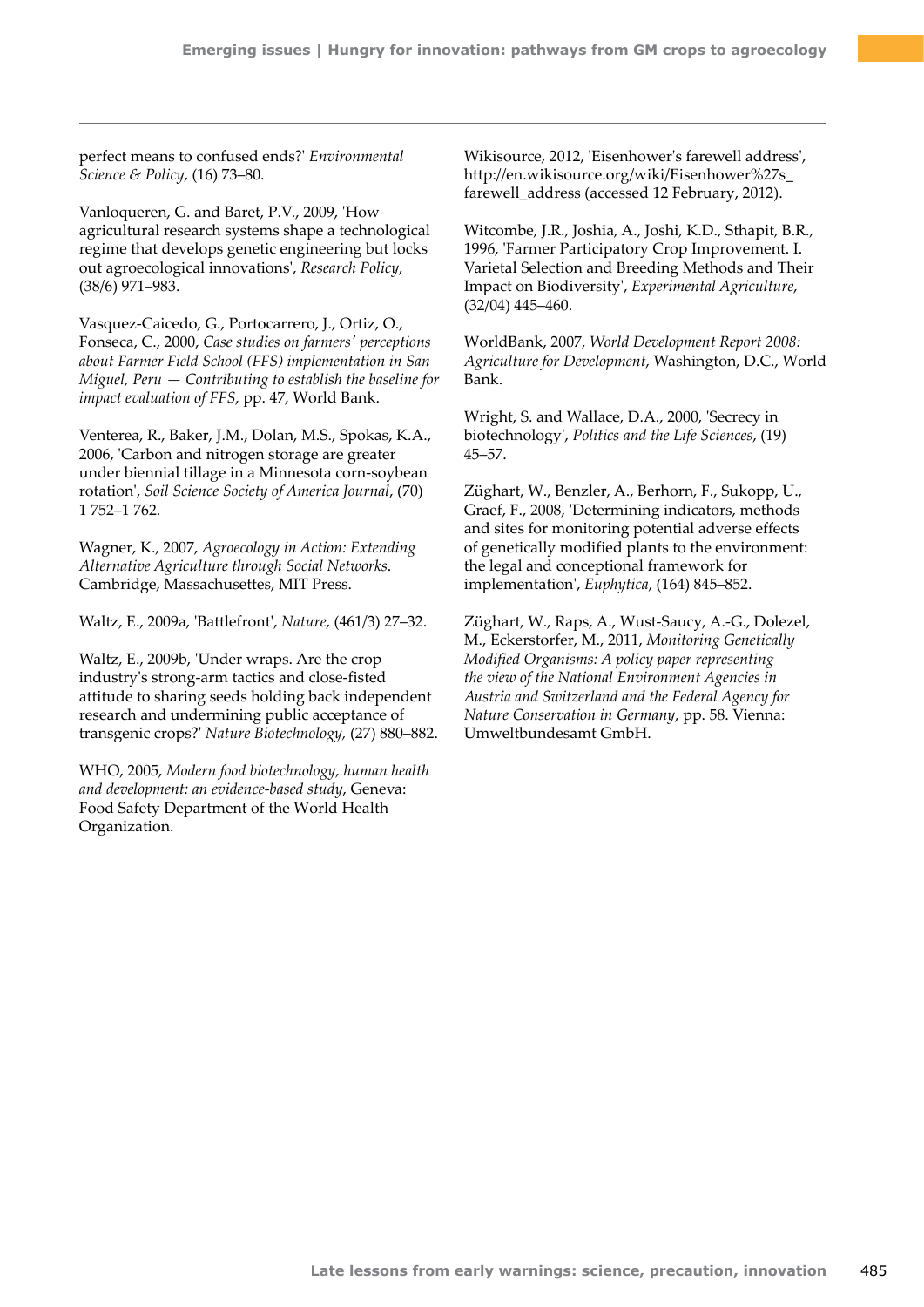perfect means to confused ends?' *Environmental Science & Policy*, (16) 73–80.

Vanloqueren, G. and Baret, P.V., 2009, 'How agricultural research systems shape a technological regime that develops genetic engineering but locks out agroecological innovations', *Research Policy*, (38/6) 971–983.

Vasquez-Caicedo, G., Portocarrero, J., Ortiz, O., Fonseca, C., 2000, *Case studies on farmers' perceptions about Farmer Field School (FFS) implementation in San Miguel, Peru — Contributing to establish the baseline for impact evaluation of FFS*, pp. 47, World Bank.

Venterea, R., Baker, J.M., Dolan, M.S., Spokas, K.A., 2006, 'Carbon and nitrogen storage are greater under biennial tillage in a Minnesota corn-soybean rotation', *Soil Science Society of America Journal*, (70) 1 752–1 762.

Wagner, K., 2007, *Agroecology in Action: Extending Alternative Agriculture through Social Networks*. Cambridge, Massachusettes, MIT Press.

Waltz, E., 2009a, 'Battlefront', *Nature*, (461/3) 27–32.

Waltz, E., 2009b, 'Under wraps. Are the crop industry's strong-arm tactics and close-fisted attitude to sharing seeds holding back independent research and undermining public acceptance of transgenic crops?' *Nature Biotechnology*, (27) 880–882.

WHO, 2005, *Modern food biotechnology, human health and development: an evidence-based study*, Geneva: Food Safety Department of the World Health Organization.

Wikisource, 2012, 'Eisenhower's farewell address', http://en.wikisource.org/wiki/Eisenhower%27s_farewell_address (accessed 12 February, 2012).

Witcombe, J.R., Joshia, A., Joshi, K.D., Sthapit, B.R., 1996, 'Farmer Participatory Crop Improvement. I. Varietal Selection and Breeding Methods and Their Impact on Biodiversity', *Experimental Agriculture*, (32/04) 445–460.

WorldBank, 2007, *World Development Report 2008: Agriculture for Development*, Washington, D.C., World Bank.

Wright, S. and Wallace, D.A., 2000, 'Secrecy in biotechnology', *Politics and the Life Sciences*, (19) 45–57.

Züghart, W., Benzler, A., Berhorn, F., Sukopp, U., Graef, F., 2008, 'Determining indicators, methods and sites for monitoring potential adverse effects of genetically modified plants to the environment: the legal and conceptional framework for implementation', *Euphytica*, (164) 845–852.

Züghart, W., Raps, A., Wust-Saucy, A.-G., Dolezel, M., Eckerstorfer, M., 2011, *Monitoring Genetically Modified Organisms: A policy paper representing the view of the National Environment Agencies in Austria and Switzerland and the Federal Agency for Nature Conservation in Germany*, pp. 58. Vienna: Umweltbundesamt GmbH.